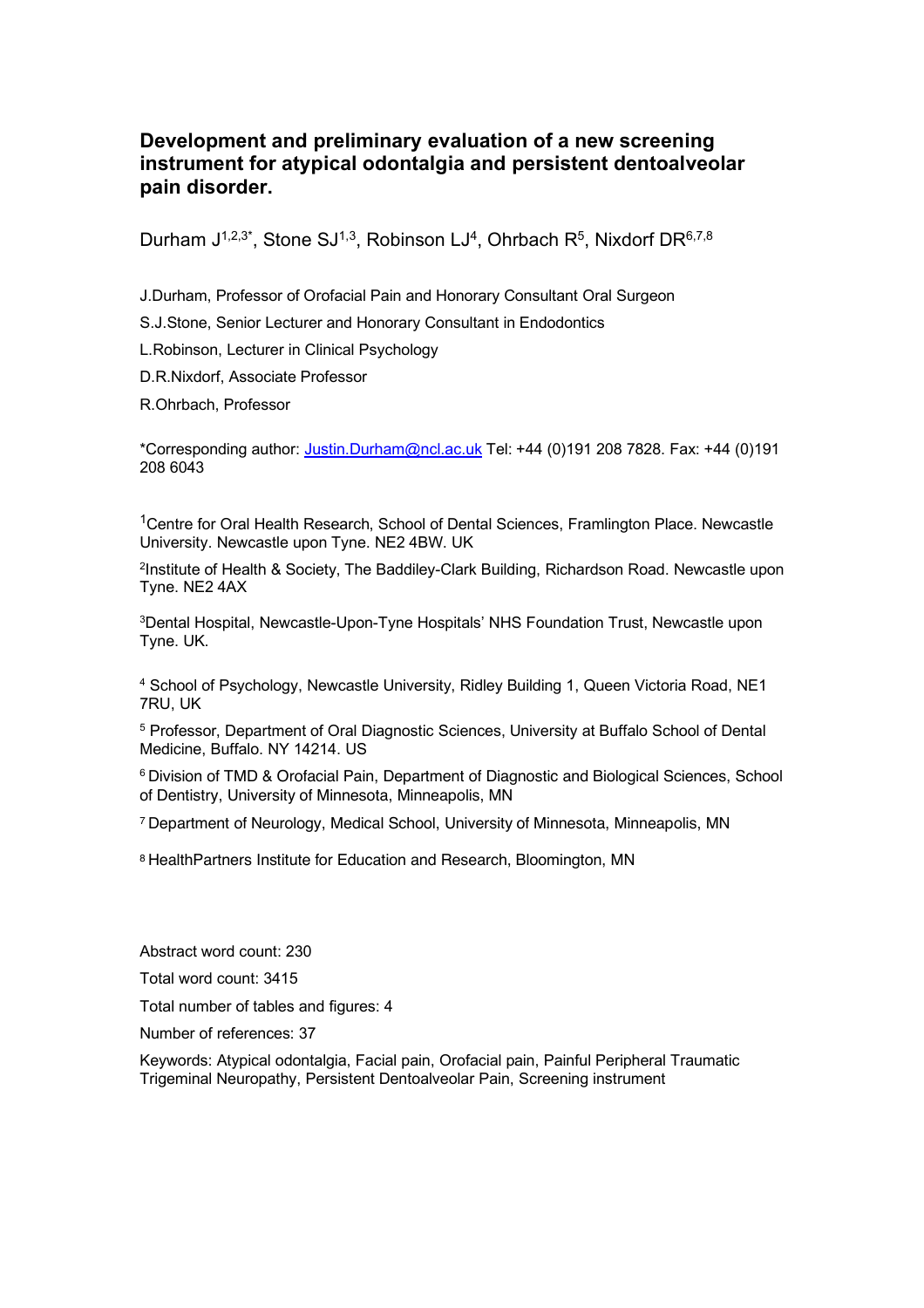# Development and preliminary evaluation of a new screening instrument for atypical odontalgia and persistent dentoalveolar pain disorder.

Durham J[1,2,3*], Stone SJ[1,3], Robinson LJ[4], Ohrbach R[5], Nixdorf DR[6,7,8]

J.Durham, Professor of Orofacial Pain and Honorary Consultant Oral Surgeon

S.J.Stone, Senior Lecturer and Honorary Consultant in Endodontics

L.Robinson, Lecturer in Clinical Psychology

D.R.Nixdorf, Associate Professor

R.Ohrbach, Professor

*Corresponding author: Justin.Durham@ncl.ac.uk Tel: +44 (0)191 208 7828. Fax: +44 (0)191 208 6043

[1]Centre for Oral Health Research, School of Dental Sciences, Framlington Place. Newcastle University. Newcastle upon Tyne. NE2 4BW. UK

[2]Institute of Health & Society, The Baddiley-Clark Building, Richardson Road. Newcastle upon Tyne. NE2 4AX

[3]Dental Hospital, Newcastle-Upon-Tyne Hospitals' NHS Foundation Trust, Newcastle upon Tyne. UK.

[4] School of Psychology, Newcastle University, Ridley Building 1, Queen Victoria Road, NE1 7RU, UK

[5] Professor, Department of Oral Diagnostic Sciences, University at Buffalo School of Dental Medicine, Buffalo. NY 14214. US

[6] Division of TMD & Orofacial Pain, Department of Diagnostic and Biological Sciences, School of Dentistry, University of Minnesota, Minneapolis, MN

[7] Department of Neurology, Medical School, University of Minnesota, Minneapolis, MN

[8] HealthPartners Institute for Education and Research, Bloomington, MN

Abstract word count: 230

Total word count: 3415

Total number of tables and figures: 4

Number of references: 37

Keywords: Atypical odontalgia, Facial pain, Orofacial pain, Painful Peripheral Traumatic Trigeminal Neuropathy, Persistent Dentoalveolar Pain, Screening instrument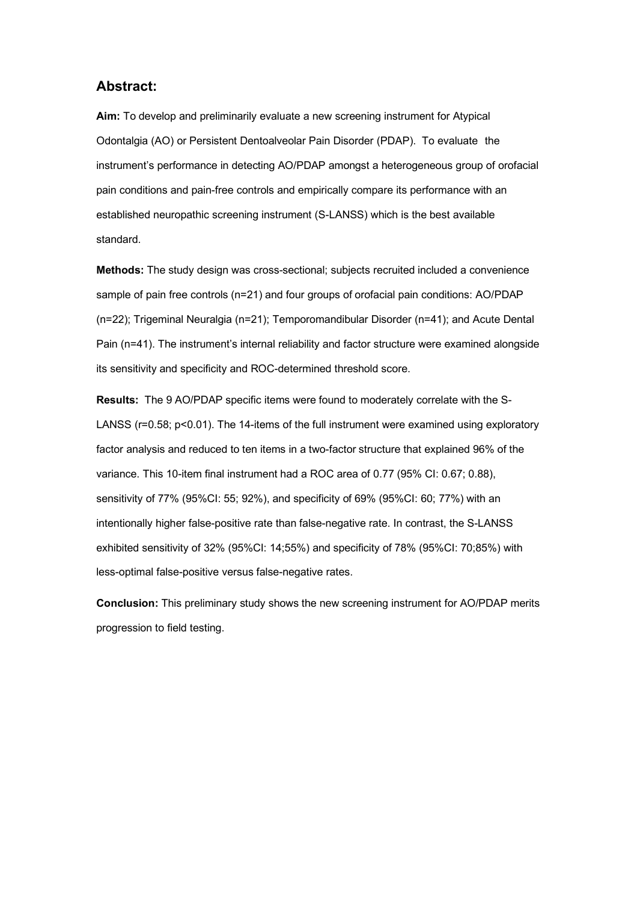## Abstract:

**Aim:** To develop and preliminarily evaluate a new screening instrument for Atypical Odontalgia (AO) or Persistent Dentoalveolar Pain Disorder (PDAP). To evaluate the instrument's performance in detecting AO/PDAP amongst a heterogeneous group of orofacial pain conditions and pain-free controls and empirically compare its performance with an established neuropathic screening instrument (S-LANSS) which is the best available standard.

**Methods:** The study design was cross-sectional; subjects recruited included a convenience sample of pain free controls (n=21) and four groups of orofacial pain conditions: AO/PDAP (n=22); Trigeminal Neuralgia (n=21); Temporomandibular Disorder (n=41); and Acute Dental Pain (n=41). The instrument's internal reliability and factor structure were examined alongside its sensitivity and specificity and ROC-determined threshold score.

**Results:** The 9 AO/PDAP specific items were found to moderately correlate with the S-LANSS ($r=0.58$; $p<0.01$). The 14-items of the full instrument were examined using exploratory factor analysis and reduced to ten items in a two-factor structure that explained 96% of the variance. This 10-item final instrument had a ROC area of 0.77 (95% CI: 0.67; 0.88), sensitivity of 77% (95%CI: 55; 92%), and specificity of 69% (95%CI: 60; 77%) with an intentionally higher false-positive rate than false-negative rate. In contrast, the S-LANSS exhibited sensitivity of 32% (95%CI: 14;55%) and specificity of 78% (95%CI: 70;85%) with less-optimal false-positive versus false-negative rates.

**Conclusion:** This preliminary study shows the new screening instrument for AO/PDAP merits progression to field testing.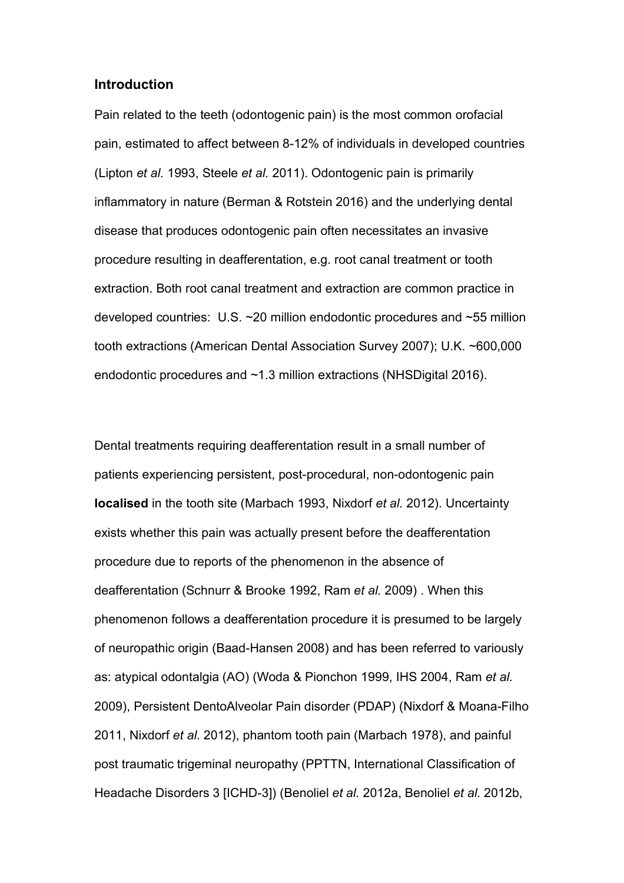## Introduction

Pain related to the teeth (odontogenic pain) is the most common orofacial pain, estimated to affect between 8-12% of individuals in developed countries (Lipton *et al.* 1993, Steele *et al.* 2011). Odontogenic pain is primarily inflammatory in nature (Berman & Rotstein 2016) and the underlying dental disease that produces odontogenic pain often necessitates an invasive procedure resulting in deafferentation, e.g. root canal treatment or tooth extraction. Both root canal treatment and extraction are common practice in developed countries: U.S. ~20 million endodontic procedures and ~55 million tooth extractions (American Dental Association Survey 2007); U.K. ~600,000 endodontic procedures and ~1.3 million extractions (NHSDigital 2016).

Dental treatments requiring deafferentation result in a small number of patients experiencing persistent, post-procedural, non-odontogenic pain **localised** in the tooth site (Marbach 1993, Nixdorf *et al.* 2012). Uncertainty exists whether this pain was actually present before the deafferentation procedure due to reports of the phenomenon in the absence of deafferentation (Schnurr & Brooke 1992, Ram *et al.* 2009) . When this phenomenon follows a deafferentation procedure it is presumed to be largely of neuropathic origin (Baad-Hansen 2008) and has been referred to variously as: atypical odontalgia (AO) (Woda & Pionchon 1999, IHS 2004, Ram *et al.* 2009), Persistent DentoAlveolar Pain disorder (PDAP) (Nixdorf & Moana-Filho 2011, Nixdorf *et al.* 2012), phantom tooth pain (Marbach 1978), and painful post traumatic trigeminal neuropathy (PPTTN, International Classification of Headache Disorders 3 [ICHD-3]) (Benoliel *et al.* 2012a, Benoliel *et al.* 2012b,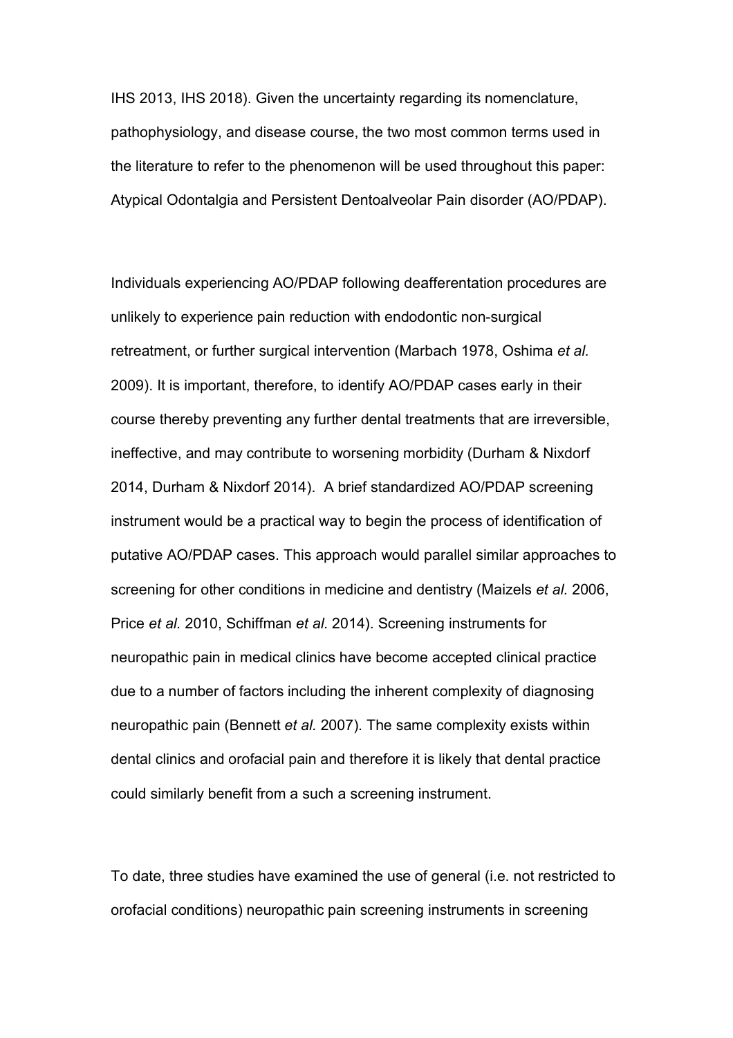IHS 2013, IHS 2018). Given the uncertainty regarding its nomenclature, pathophysiology, and disease course, the two most common terms used in the literature to refer to the phenomenon will be used throughout this paper: Atypical Odontalgia and Persistent Dentoalveolar Pain disorder (AO/PDAP).

Individuals experiencing AO/PDAP following deafferentation procedures are unlikely to experience pain reduction with endodontic non-surgical retreatment, or further surgical intervention (Marbach 1978, Oshima *et al.* 2009). It is important, therefore, to identify AO/PDAP cases early in their course thereby preventing any further dental treatments that are irreversible, ineffective, and may contribute to worsening morbidity (Durham & Nixdorf 2014, Durham & Nixdorf 2014). A brief standardized AO/PDAP screening instrument would be a practical way to begin the process of identification of putative AO/PDAP cases. This approach would parallel similar approaches to screening for other conditions in medicine and dentistry (Maizels *et al.* 2006, Price *et al.* 2010, Schiffman *et al.* 2014). Screening instruments for neuropathic pain in medical clinics have become accepted clinical practice due to a number of factors including the inherent complexity of diagnosing neuropathic pain (Bennett *et al.* 2007). The same complexity exists within dental clinics and orofacial pain and therefore it is likely that dental practice could similarly benefit from a such a screening instrument.

To date, three studies have examined the use of general (i.e. not restricted to orofacial conditions) neuropathic pain screening instruments in screening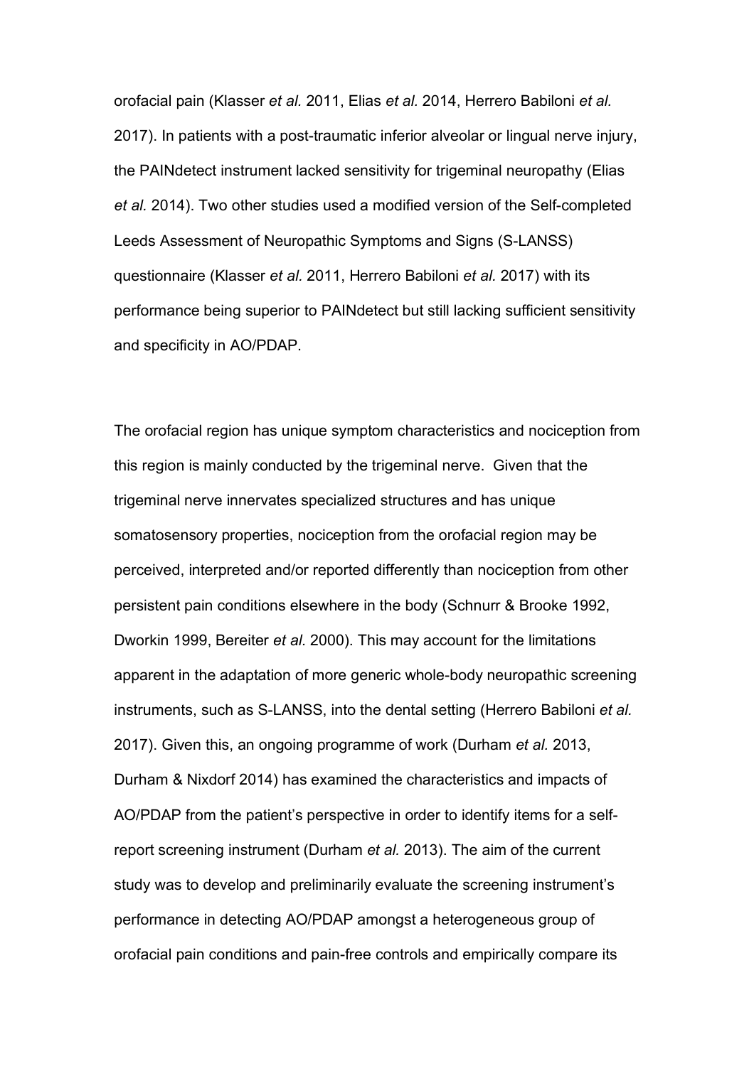orofacial pain (Klasser *et al.* 2011, Elias *et al.* 2014, Herrero Babiloni *et al.* 2017). In patients with a post-traumatic inferior alveolar or lingual nerve injury, the PAINdetect instrument lacked sensitivity for trigeminal neuropathy (Elias *et al.* 2014). Two other studies used a modified version of the Self-completed Leeds Assessment of Neuropathic Symptoms and Signs (S-LANSS) questionnaire (Klasser *et al.* 2011, Herrero Babiloni *et al.* 2017) with its performance being superior to PAINdetect but still lacking sufficient sensitivity and specificity in AO/PDAP.

The orofacial region has unique symptom characteristics and nociception from this region is mainly conducted by the trigeminal nerve. Given that the trigeminal nerve innervates specialized structures and has unique somatosensory properties, nociception from the orofacial region may be perceived, interpreted and/or reported differently than nociception from other persistent pain conditions elsewhere in the body (Schnurr & Brooke 1992, Dworkin 1999, Bereiter *et al.* 2000). This may account for the limitations apparent in the adaptation of more generic whole-body neuropathic screening instruments, such as S-LANSS, into the dental setting (Herrero Babiloni *et al.* 2017). Given this, an ongoing programme of work (Durham *et al.* 2013, Durham & Nixdorf 2014) has examined the characteristics and impacts of AO/PDAP from the patient's perspective in order to identify items for a self-report screening instrument (Durham *et al.* 2013). The aim of the current study was to develop and preliminarily evaluate the screening instrument's performance in detecting AO/PDAP amongst a heterogeneous group of orofacial pain conditions and pain-free controls and empirically compare its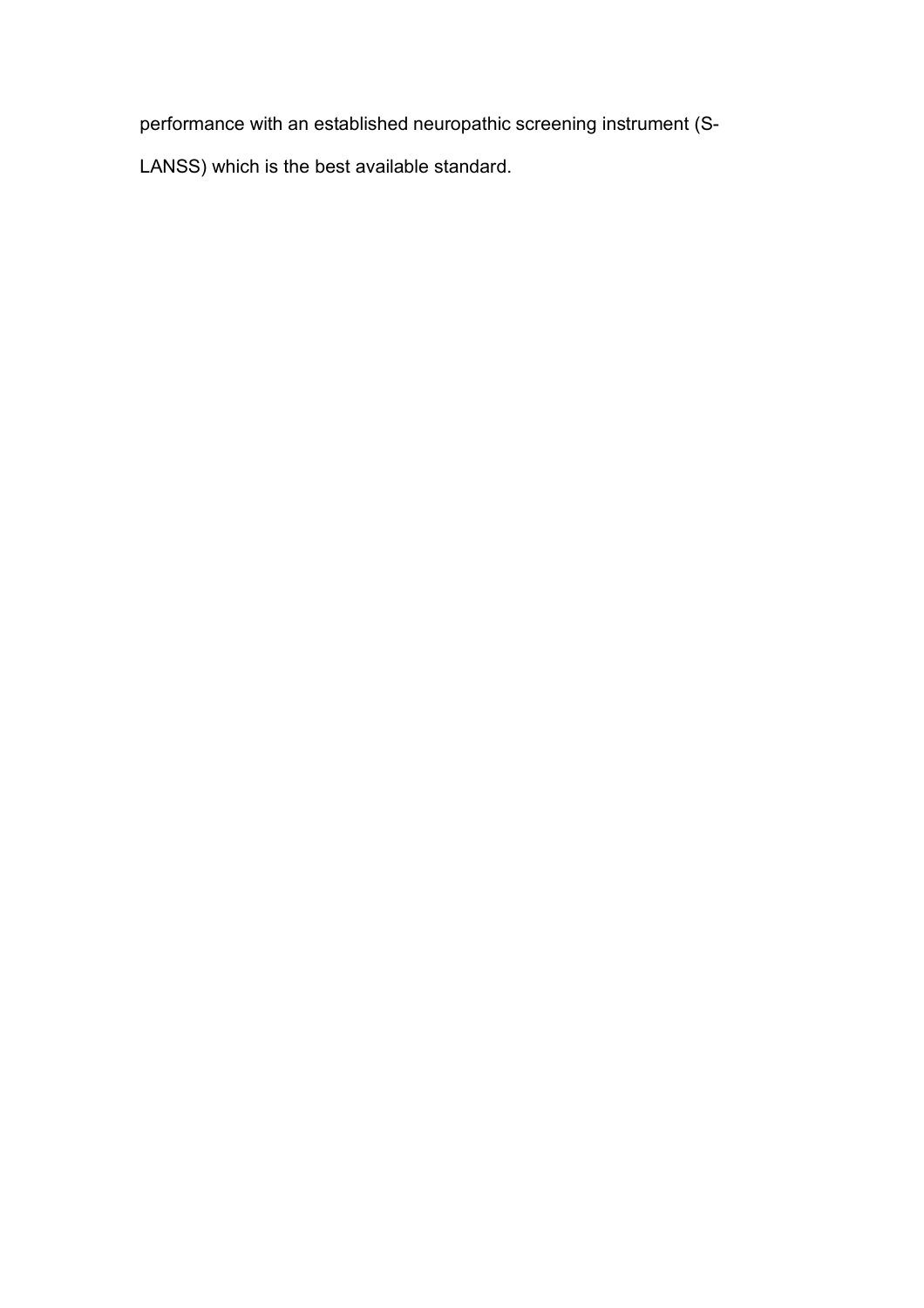performance with an established neuropathic screening instrument (S-LANSS) which is the best available standard.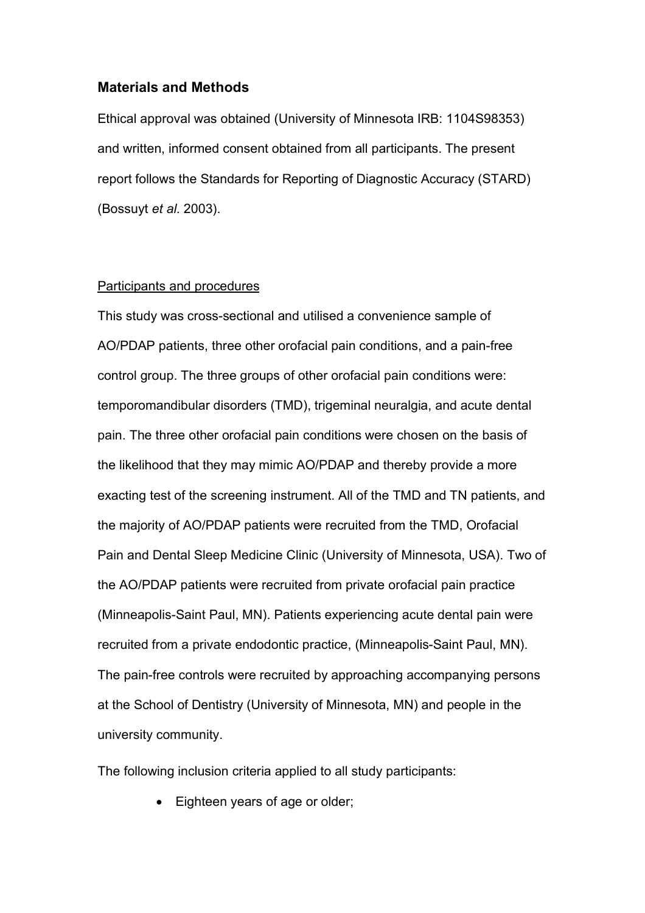## Materials and Methods

Ethical approval was obtained (University of Minnesota IRB: 1104S98353) and written, informed consent obtained from all participants. The present report follows the Standards for Reporting of Diagnostic Accuracy (STARD) (Bossuyt *et al.* 2003).

<u>Participants and procedures</u>

This study was cross-sectional and utilised a convenience sample of AO/PDAP patients, three other orofacial pain conditions, and a pain-free control group. The three groups of other orofacial pain conditions were: temporomandibular disorders (TMD), trigeminal neuralgia, and acute dental pain. The three other orofacial pain conditions were chosen on the basis of the likelihood that they may mimic AO/PDAP and thereby provide a more exacting test of the screening instrument. All of the TMD and TN patients, and the majority of AO/PDAP patients were recruited from the TMD, Orofacial Pain and Dental Sleep Medicine Clinic (University of Minnesota, USA). Two of the AO/PDAP patients were recruited from private orofacial pain practice (Minneapolis-Saint Paul, MN). Patients experiencing acute dental pain were recruited from a private endodontic practice, (Minneapolis-Saint Paul, MN). The pain-free controls were recruited by approaching accompanying persons at the School of Dentistry (University of Minnesota, MN) and people in the university community.

The following inclusion criteria applied to all study participants:

- Eighteen years of age or older;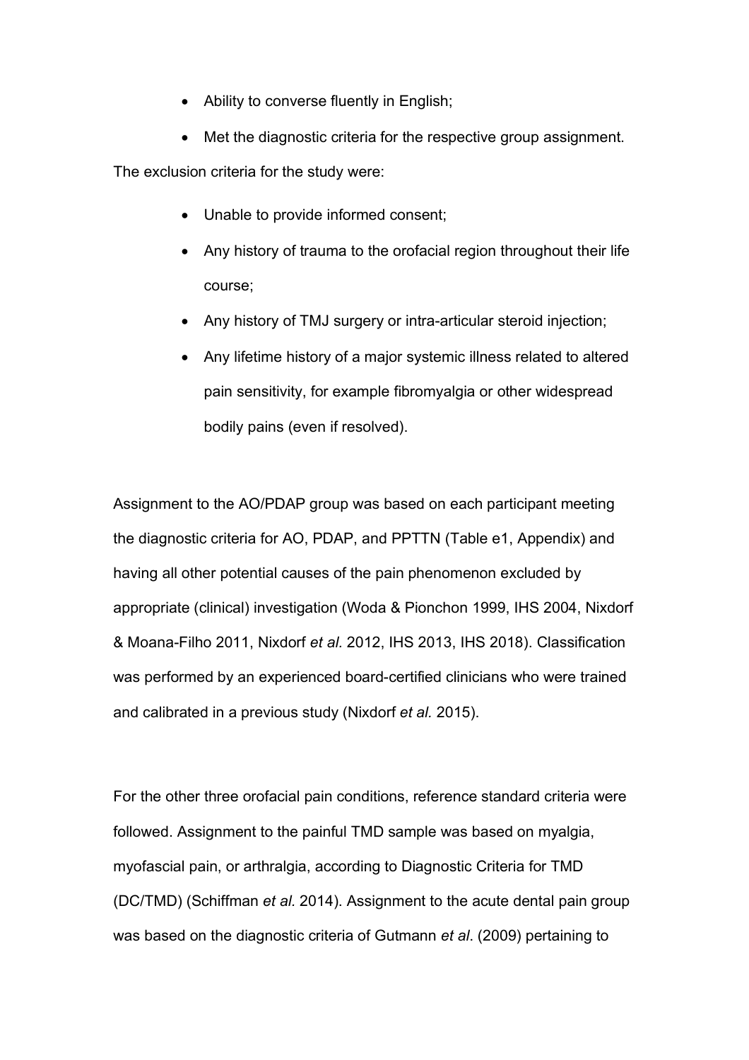- Ability to converse fluently in English;
- Met the diagnostic criteria for the respective group assignment.

The exclusion criteria for the study were:

- Unable to provide informed consent;
- Any history of trauma to the orofacial region throughout their life course;
- Any history of TMJ surgery or intra-articular steroid injection;
- Any lifetime history of a major systemic illness related to altered pain sensitivity, for example fibromyalgia or other widespread bodily pains (even if resolved).

Assignment to the AO/PDAP group was based on each participant meeting the diagnostic criteria for AO, PDAP, and PPTTN (Table e1, Appendix) and having all other potential causes of the pain phenomenon excluded by appropriate (clinical) investigation (Woda & Pionchon 1999, IHS 2004, Nixdorf & Moana-Filho 2011, Nixdorf *et al.* 2012, IHS 2013, IHS 2018). Classification was performed by an experienced board-certified clinicians who were trained and calibrated in a previous study (Nixdorf *et al.* 2015).

For the other three orofacial pain conditions, reference standard criteria were followed. Assignment to the painful TMD sample was based on myalgia, myofascial pain, or arthralgia, according to Diagnostic Criteria for TMD (DC/TMD) (Schiffman *et al*. 2014). Assignment to the acute dental pain group was based on the diagnostic criteria of Gutmann *et al*. (2009) pertaining to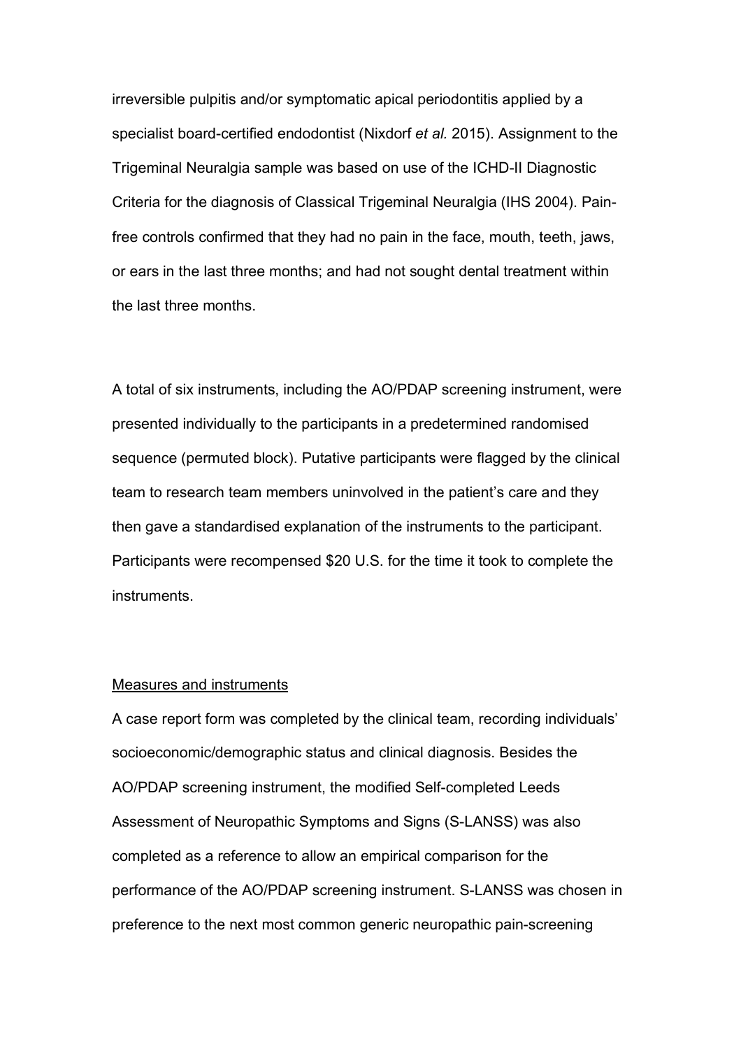irreversible pulpitis and/or symptomatic apical periodontitis applied by a specialist board-certified endodontist (Nixdorf *et al.* 2015). Assignment to the Trigeminal Neuralgia sample was based on use of the ICHD-II Diagnostic Criteria for the diagnosis of Classical Trigeminal Neuralgia (IHS 2004). Pain-free controls confirmed that they had no pain in the face, mouth, teeth, jaws, or ears in the last three months; and had not sought dental treatment within the last three months.

A total of six instruments, including the AO/PDAP screening instrument, were presented individually to the participants in a predetermined randomised sequence (permuted block). Putative participants were flagged by the clinical team to research team members uninvolved in the patient's care and they then gave a standardised explanation of the instruments to the participant. Participants were recompensed $20 U.S. for the time it took to complete the instruments.

Measures and instruments

A case report form was completed by the clinical team, recording individuals' socioeconomic/demographic status and clinical diagnosis. Besides the AO/PDAP screening instrument, the modified Self-completed Leeds Assessment of Neuropathic Symptoms and Signs (S-LANSS) was also completed as a reference to allow an empirical comparison for the performance of the AO/PDAP screening instrument. S-LANSS was chosen in preference to the next most common generic neuropathic pain-screening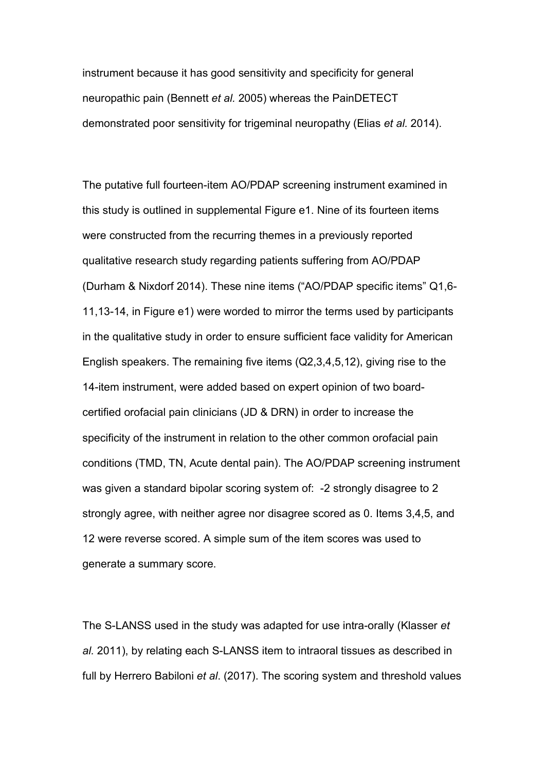instrument because it has good sensitivity and specificity for general neuropathic pain (Bennett *et al.* 2005) whereas the PainDETECT demonstrated poor sensitivity for trigeminal neuropathy (Elias *et al.* 2014).

The putative full fourteen-item AO/PDAP screening instrument examined in this study is outlined in supplemental Figure e1. Nine of its fourteen items were constructed from the recurring themes in a previously reported qualitative research study regarding patients suffering from AO/PDAP (Durham & Nixdorf 2014). These nine items ("AO/PDAP specific items" Q1,6-11,13-14, in Figure e1) were worded to mirror the terms used by participants in the qualitative study in order to ensure sufficient face validity for American English speakers. The remaining five items (Q2,3,4,5,12), giving rise to the 14-item instrument, were added based on expert opinion of two board-certified orofacial pain clinicians (JD & DRN) in order to increase the specificity of the instrument in relation to the other common orofacial pain conditions (TMD, TN, Acute dental pain). The AO/PDAP screening instrument was given a standard bipolar scoring system of: -2 strongly disagree to 2 strongly agree, with neither agree nor disagree scored as 0. Items 3,4,5, and 12 were reverse scored. A simple sum of the item scores was used to generate a summary score.

The S-LANSS used in the study was adapted for use intra-orally (Klasser *et al.* 2011), by relating each S-LANSS item to intraoral tissues as described in full by Herrero Babiloni *et al*. (2017). The scoring system and threshold values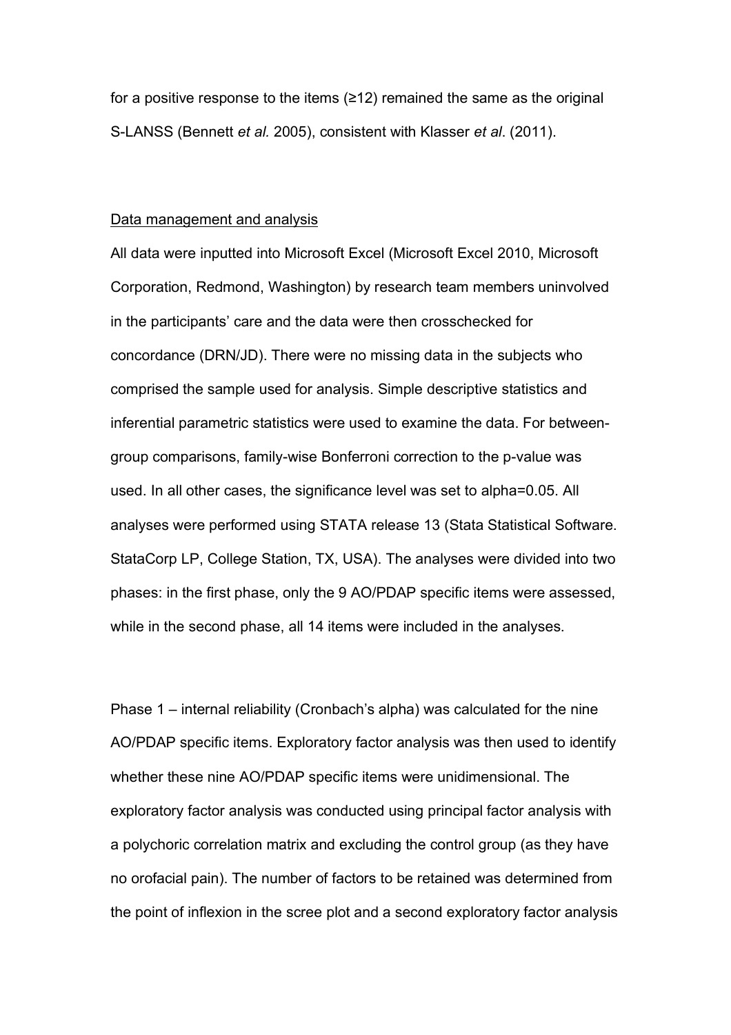for a positive response to the items (≥12) remained the same as the original S-LANSS (Bennett *et al.* 2005), consistent with Klasser *et al*. (2011).

Data management and analysis

All data were inputted into Microsoft Excel (Microsoft Excel 2010, Microsoft Corporation, Redmond, Washington) by research team members uninvolved in the participants' care and the data were then crosschecked for concordance (DRN/JD). There were no missing data in the subjects who comprised the sample used for analysis. Simple descriptive statistics and inferential parametric statistics were used to examine the data. For between-group comparisons, family-wise Bonferroni correction to the p-value was used. In all other cases, the significance level was set to alpha=0.05. All analyses were performed using STATA release 13 (Stata Statistical Software. StataCorp LP, College Station, TX, USA). The analyses were divided into two phases: in the first phase, only the 9 AO/PDAP specific items were assessed, while in the second phase, all 14 items were included in the analyses.

Phase 1 – internal reliability (Cronbach's alpha) was calculated for the nine AO/PDAP specific items. Exploratory factor analysis was then used to identify whether these nine AO/PDAP specific items were unidimensional. The exploratory factor analysis was conducted using principal factor analysis with a polychoric correlation matrix and excluding the control group (as they have no orofacial pain). The number of factors to be retained was determined from the point of inflexion in the scree plot and a second exploratory factor analysis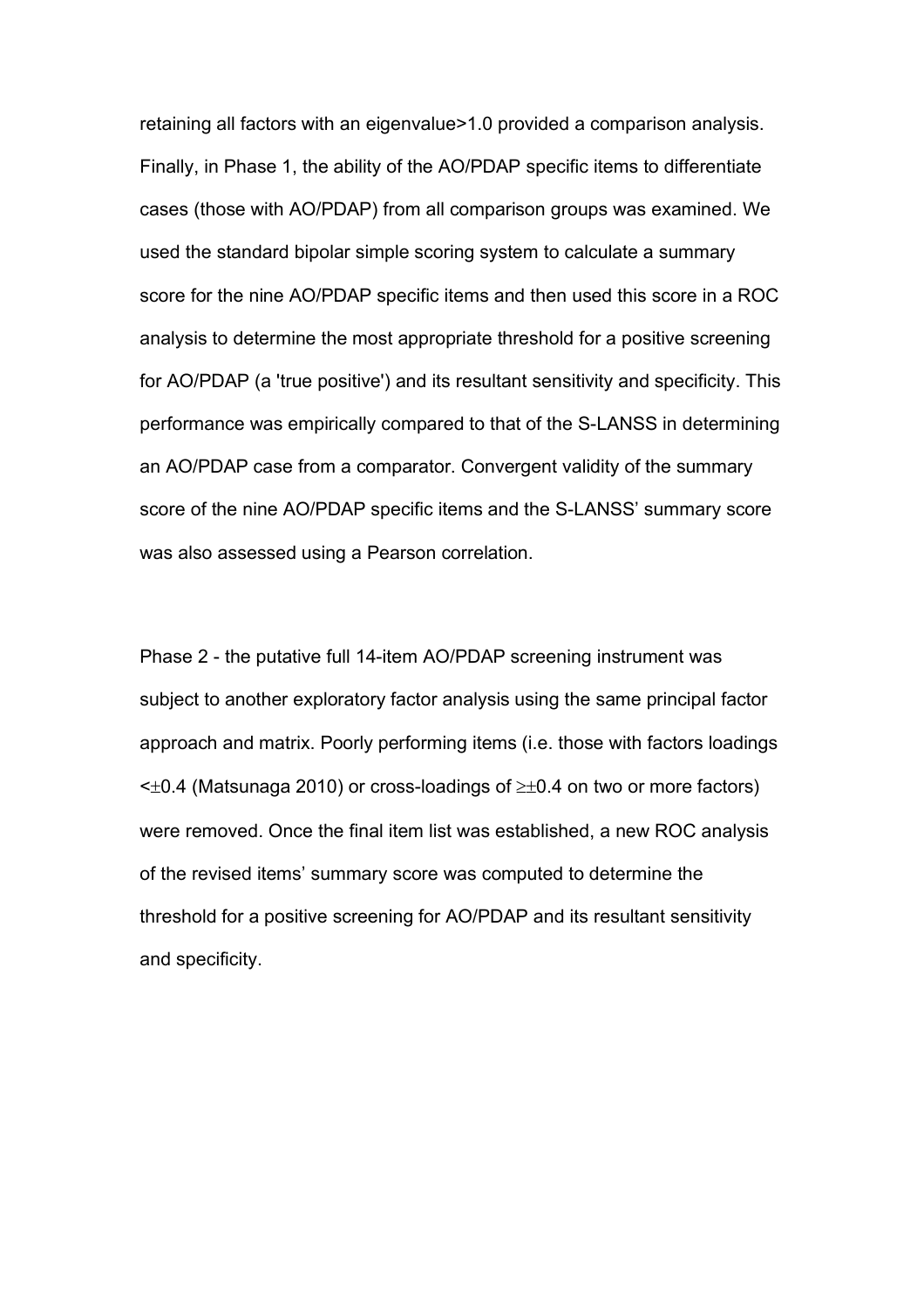retaining all factors with an eigenvalue>1.0 provided a comparison analysis. Finally, in Phase 1, the ability of the AO/PDAP specific items to differentiate cases (those with AO/PDAP) from all comparison groups was examined. We used the standard bipolar simple scoring system to calculate a summary score for the nine AO/PDAP specific items and then used this score in a ROC analysis to determine the most appropriate threshold for a positive screening for AO/PDAP (a 'true positive') and its resultant sensitivity and specificity. This performance was empirically compared to that of the S-LANSS in determining an AO/PDAP case from a comparator. Convergent validity of the summary score of the nine AO/PDAP specific items and the S-LANSS' summary score was also assessed using a Pearson correlation.

Phase 2 - the putative full 14-item AO/PDAP screening instrument was subject to another exploratory factor analysis using the same principal factor approach and matrix. Poorly performing items (i.e. those with factors loadings $<\pm 0.4$ (Matsunaga 2010) or cross-loadings of $\geq\pm 0.4$ on two or more factors) were removed. Once the final item list was established, a new ROC analysis of the revised items' summary score was computed to determine the threshold for a positive screening for AO/PDAP and its resultant sensitivity and specificity.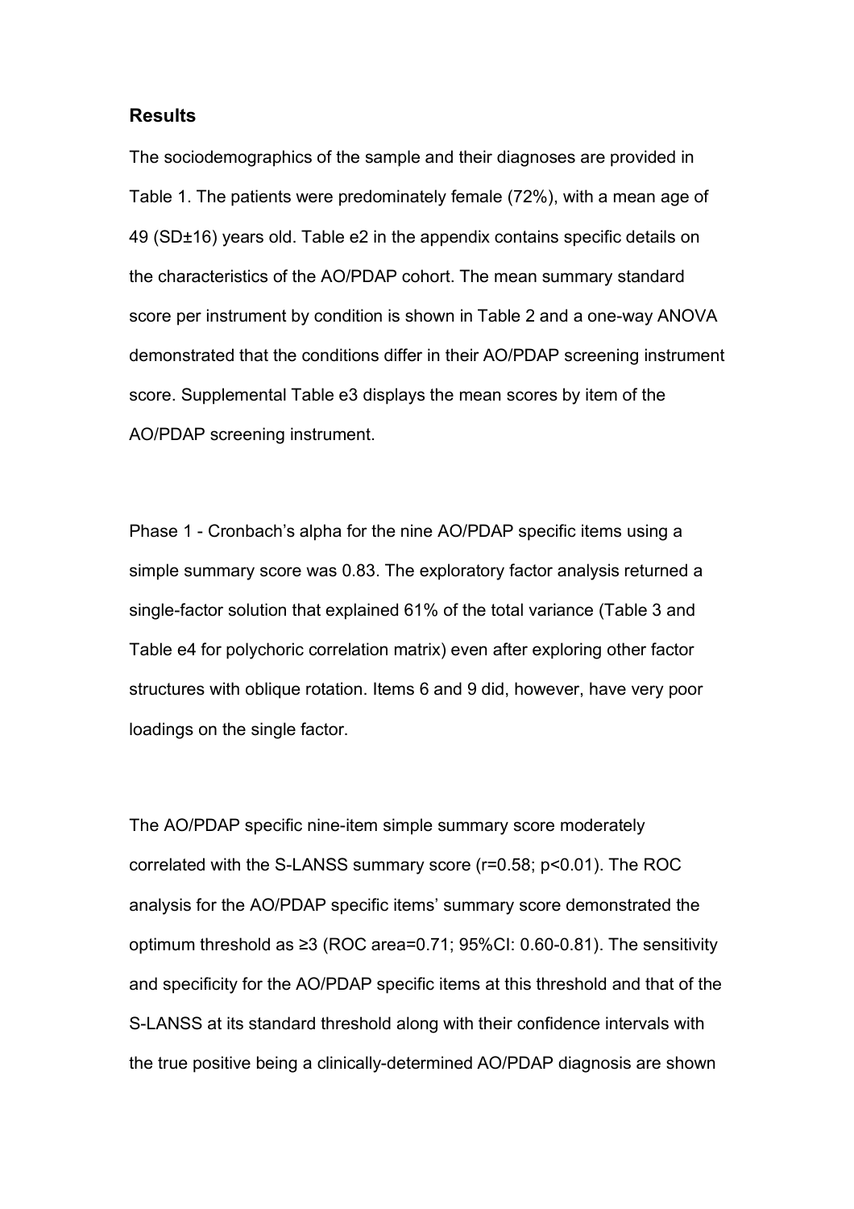## Results

The sociodemographics of the sample and their diagnoses are provided in Table 1. The patients were predominately female (72%), with a mean age of 49 (SD±16) years old. Table e2 in the appendix contains specific details on the characteristics of the AO/PDAP cohort. The mean summary standard score per instrument by condition is shown in Table 2 and a one-way ANOVA demonstrated that the conditions differ in their AO/PDAP screening instrument score. Supplemental Table e3 displays the mean scores by item of the AO/PDAP screening instrument.

Phase 1 - Cronbach's alpha for the nine AO/PDAP specific items using a simple summary score was 0.83. The exploratory factor analysis returned a single-factor solution that explained 61% of the total variance (Table 3 and Table e4 for polychoric correlation matrix) even after exploring other factor structures with oblique rotation. Items 6 and 9 did, however, have very poor loadings on the single factor.

The AO/PDAP specific nine-item simple summary score moderately correlated with the S-LANSS summary score ($r=0.58$; $p<0.01$). The ROC analysis for the AO/PDAP specific items' summary score demonstrated the optimum threshold as ≥3 (ROC area=0.71; 95%CI: 0.60-0.81). The sensitivity and specificity for the AO/PDAP specific items at this threshold and that of the S-LANSS at its standard threshold along with their confidence intervals with the true positive being a clinically-determined AO/PDAP diagnosis are shown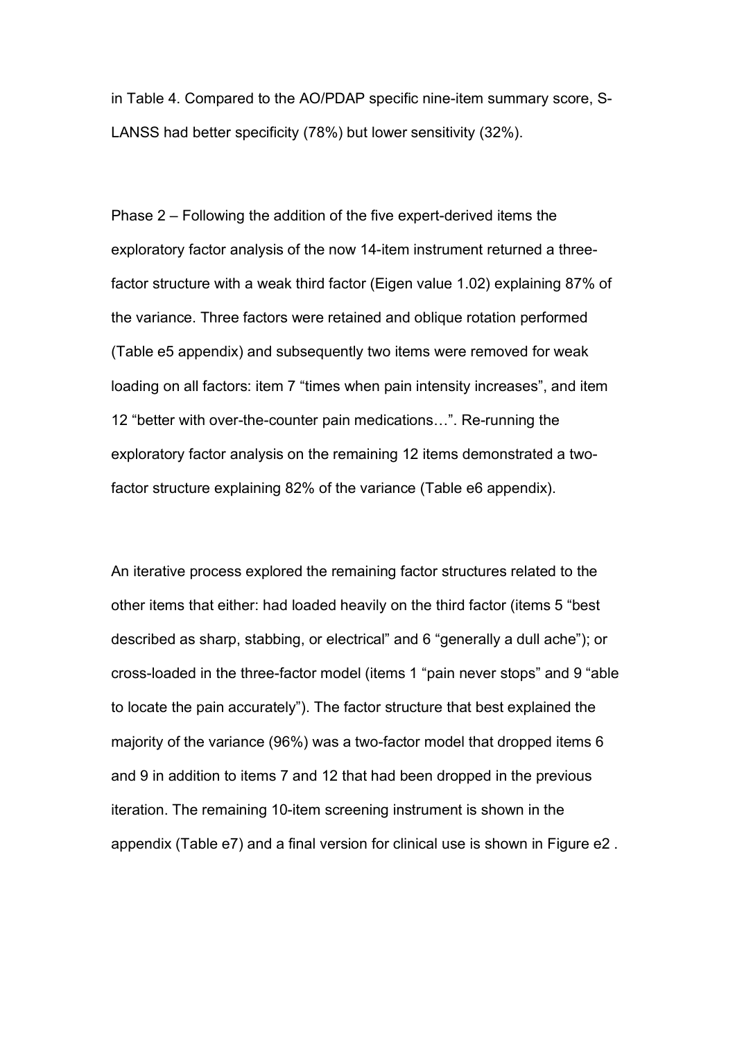in Table 4. Compared to the AO/PDAP specific nine-item summary score, S-LANSS had better specificity (78%) but lower sensitivity (32%).

Phase 2 – Following the addition of the five expert-derived items the exploratory factor analysis of the now 14-item instrument returned a three-factor structure with a weak third factor (Eigen value 1.02) explaining 87% of the variance. Three factors were retained and oblique rotation performed (Table e5 appendix) and subsequently two items were removed for weak loading on all factors: item 7 "times when pain intensity increases", and item 12 "better with over-the-counter pain medications…". Re-running the exploratory factor analysis on the remaining 12 items demonstrated a two-factor structure explaining 82% of the variance (Table e6 appendix).

An iterative process explored the remaining factor structures related to the other items that either: had loaded heavily on the third factor (items 5 "best described as sharp, stabbing, or electrical" and 6 "generally a dull ache"); or cross-loaded in the three-factor model (items 1 "pain never stops" and 9 "able to locate the pain accurately"). The factor structure that best explained the majority of the variance (96%) was a two-factor model that dropped items 6 and 9 in addition to items 7 and 12 that had been dropped in the previous iteration. The remaining 10-item screening instrument is shown in the appendix (Table e7) and a final version for clinical use is shown in Figure e2 .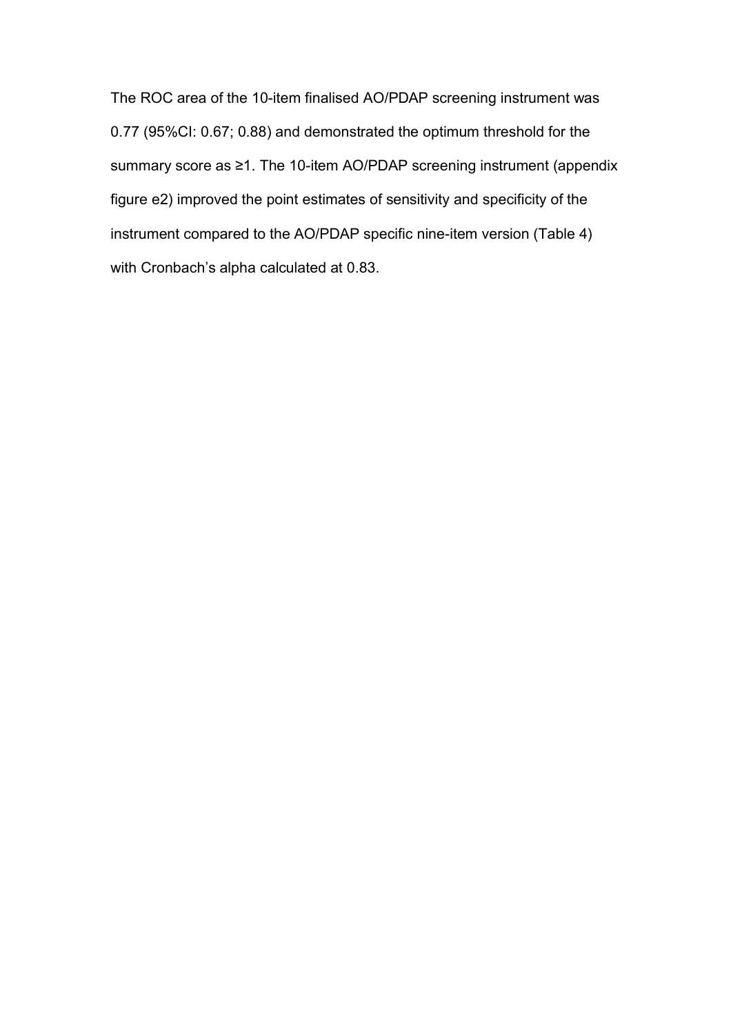The ROC area of the 10-item finalised AO/PDAP screening instrument was 0.77 (95%CI: 0.67; 0.88) and demonstrated the optimum threshold for the summary score as ≥1. The 10-item AO/PDAP screening instrument (appendix figure e2) improved the point estimates of sensitivity and specificity of the instrument compared to the AO/PDAP specific nine-item version (Table 4) with Cronbach's alpha calculated at 0.83.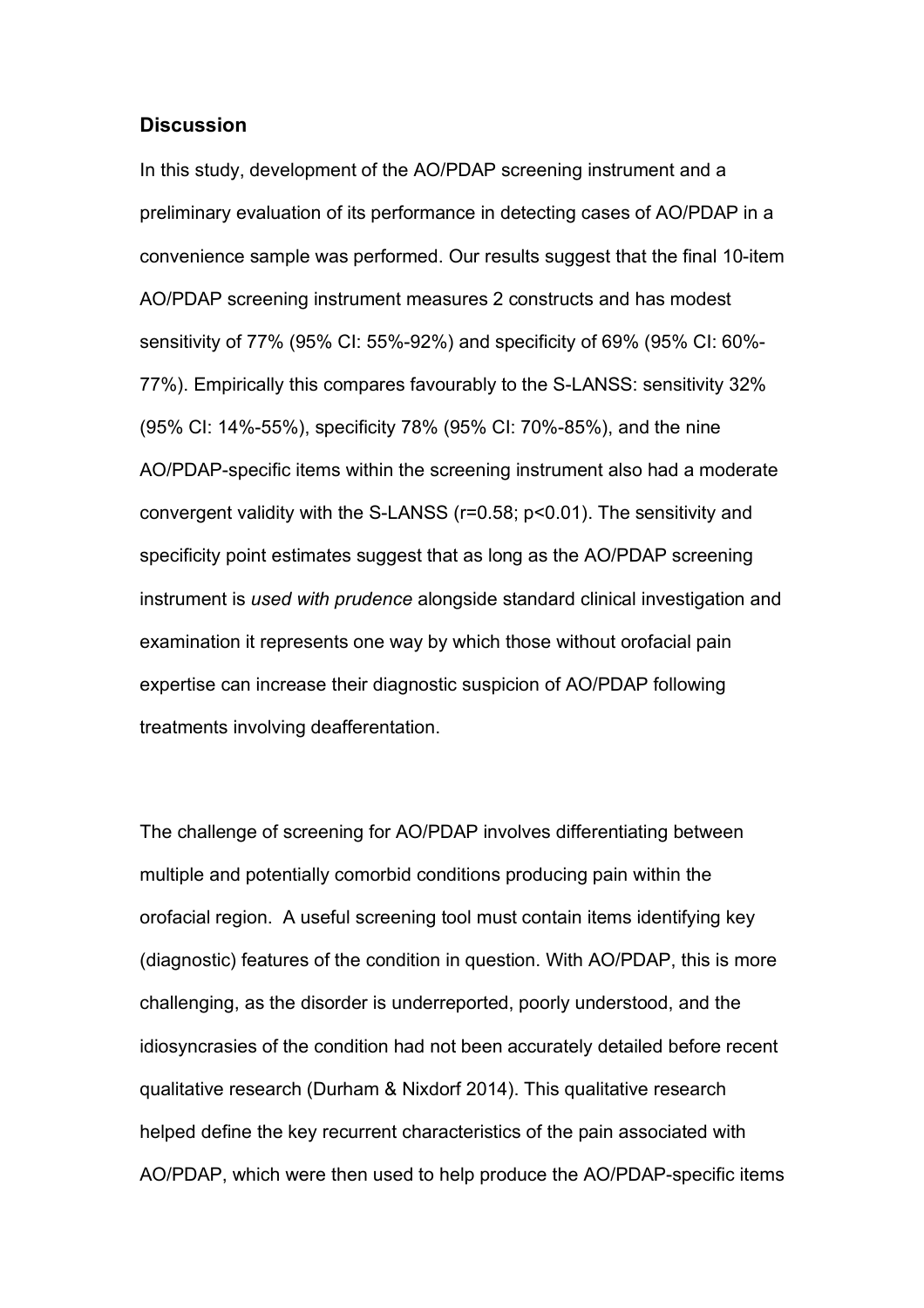## Discussion

In this study, development of the AO/PDAP screening instrument and a preliminary evaluation of its performance in detecting cases of AO/PDAP in a convenience sample was performed. Our results suggest that the final 10-item AO/PDAP screening instrument measures 2 constructs and has modest sensitivity of 77% (95% CI: 55%-92%) and specificity of 69% (95% CI: 60%-77%). Empirically this compares favourably to the S-LANSS: sensitivity 32% (95% CI: 14%-55%), specificity 78% (95% CI: 70%-85%), and the nine AO/PDAP-specific items within the screening instrument also had a moderate convergent validity with the S-LANSS ($r=0.58$; $p<0.01$). The sensitivity and specificity point estimates suggest that as long as the AO/PDAP screening instrument is *used with prudence* alongside standard clinical investigation and examination it represents one way by which those without orofacial pain expertise can increase their diagnostic suspicion of AO/PDAP following treatments involving deafferentation.

The challenge of screening for AO/PDAP involves differentiating between multiple and potentially comorbid conditions producing pain within the orofacial region. A useful screening tool must contain items identifying key (diagnostic) features of the condition in question. With AO/PDAP, this is more challenging, as the disorder is underreported, poorly understood, and the idiosyncrasies of the condition had not been accurately detailed before recent qualitative research (Durham & Nixdorf 2014). This qualitative research helped define the key recurrent characteristics of the pain associated with AO/PDAP, which were then used to help produce the AO/PDAP-specific items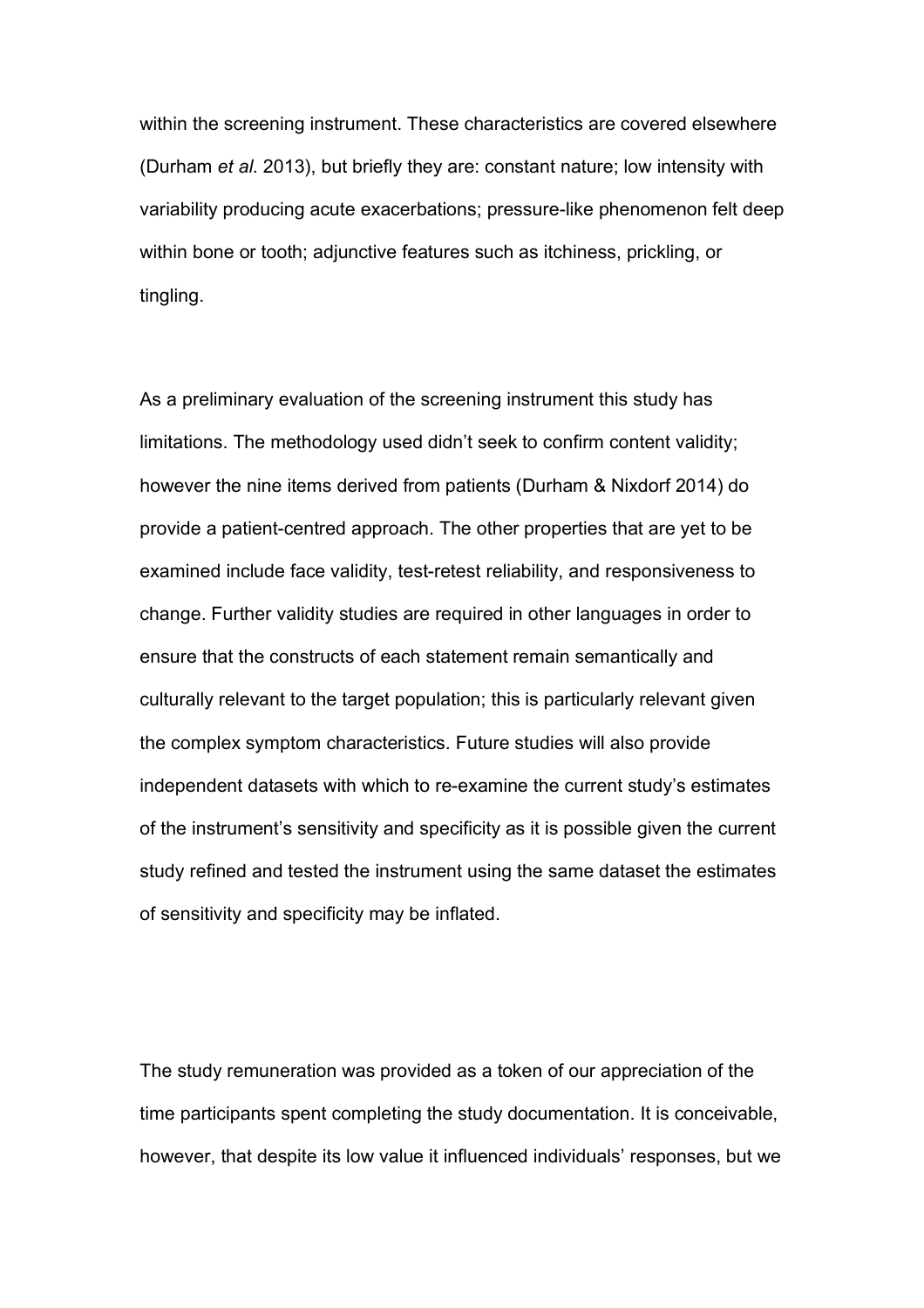within the screening instrument. These characteristics are covered elsewhere (Durham *et al.* 2013), but briefly they are: constant nature; low intensity with variability producing acute exacerbations; pressure-like phenomenon felt deep within bone or tooth; adjunctive features such as itchiness, prickling, or tingling.

As a preliminary evaluation of the screening instrument this study has limitations. The methodology used didn't seek to confirm content validity; however the nine items derived from patients (Durham & Nixdorf 2014) do provide a patient-centred approach. The other properties that are yet to be examined include face validity, test-retest reliability, and responsiveness to change. Further validity studies are required in other languages in order to ensure that the constructs of each statement remain semantically and culturally relevant to the target population; this is particularly relevant given the complex symptom characteristics. Future studies will also provide independent datasets with which to re-examine the current study's estimates of the instrument's sensitivity and specificity as it is possible given the current study refined and tested the instrument using the same dataset the estimates of sensitivity and specificity may be inflated.

The study remuneration was provided as a token of our appreciation of the time participants spent completing the study documentation. It is conceivable, however, that despite its low value it influenced individuals' responses, but we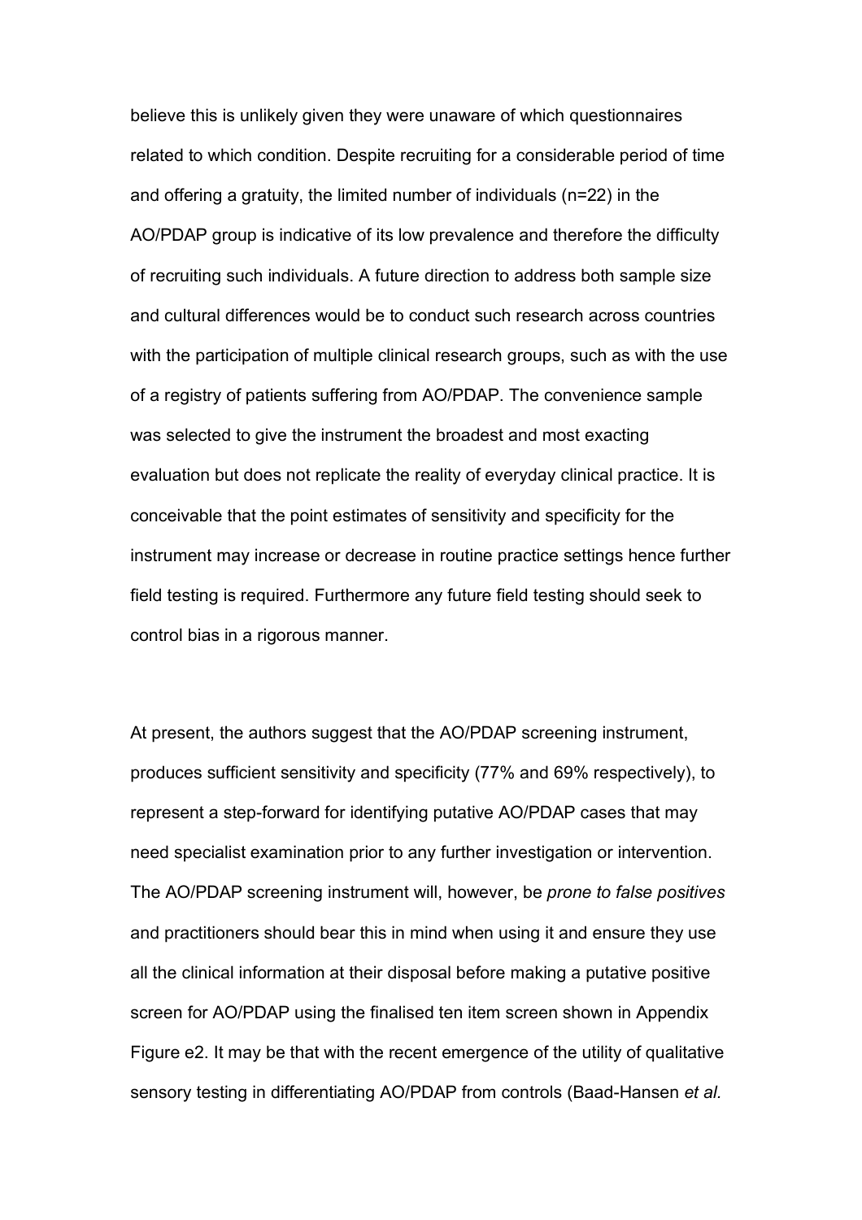believe this is unlikely given they were unaware of which questionnaires related to which condition. Despite recruiting for a considerable period of time and offering a gratuity, the limited number of individuals (n=22) in the AO/PDAP group is indicative of its low prevalence and therefore the difficulty of recruiting such individuals. A future direction to address both sample size and cultural differences would be to conduct such research across countries with the participation of multiple clinical research groups, such as with the use of a registry of patients suffering from AO/PDAP. The convenience sample was selected to give the instrument the broadest and most exacting evaluation but does not replicate the reality of everyday clinical practice. It is conceivable that the point estimates of sensitivity and specificity for the instrument may increase or decrease in routine practice settings hence further field testing is required. Furthermore any future field testing should seek to control bias in a rigorous manner.

At present, the authors suggest that the AO/PDAP screening instrument, produces sufficient sensitivity and specificity (77% and 69% respectively), to represent a step-forward for identifying putative AO/PDAP cases that may need specialist examination prior to any further investigation or intervention. The AO/PDAP screening instrument will, however, be *prone to false positives* and practitioners should bear this in mind when using it and ensure they use all the clinical information at their disposal before making a putative positive screen for AO/PDAP using the finalised ten item screen shown in Appendix Figure e2. It may be that with the recent emergence of the utility of qualitative sensory testing in differentiating AO/PDAP from controls (Baad-Hansen *et al.*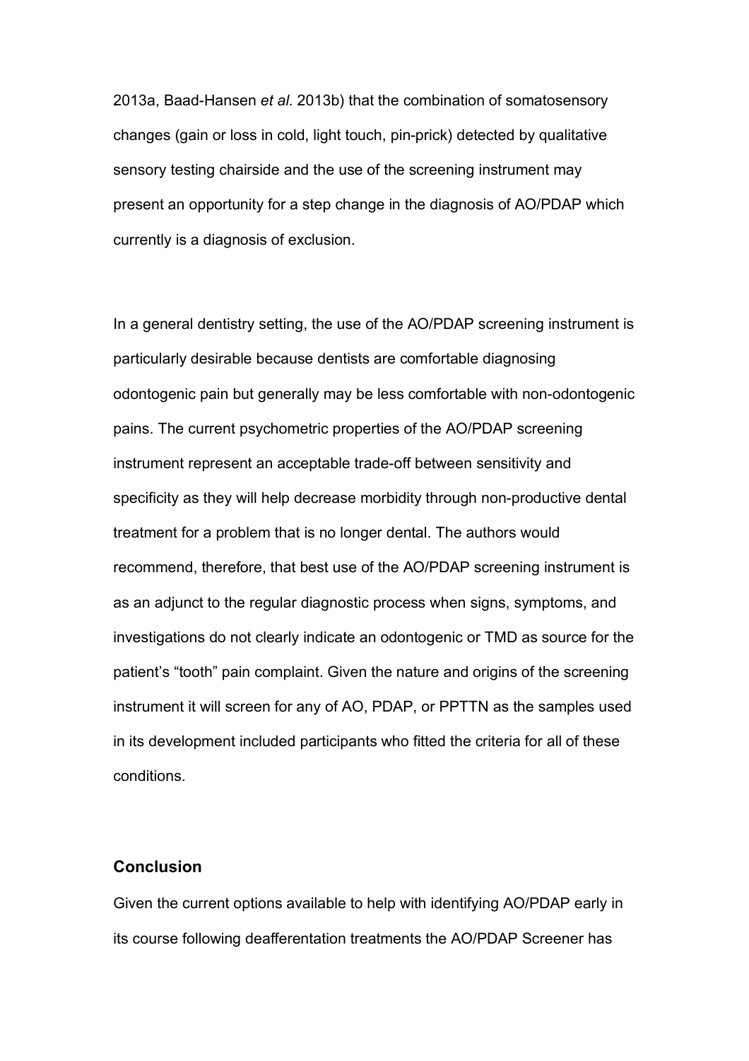2013a, Baad-Hansen *et al.* 2013b) that the combination of somatosensory changes (gain or loss in cold, light touch, pin-prick) detected by qualitative sensory testing chairside and the use of the screening instrument may present an opportunity for a step change in the diagnosis of AO/PDAP which currently is a diagnosis of exclusion.

In a general dentistry setting, the use of the AO/PDAP screening instrument is particularly desirable because dentists are comfortable diagnosing odontogenic pain but generally may be less comfortable with non-odontogenic pains. The current psychometric properties of the AO/PDAP screening instrument represent an acceptable trade-off between sensitivity and specificity as they will help decrease morbidity through non-productive dental treatment for a problem that is no longer dental. The authors would recommend, therefore, that best use of the AO/PDAP screening instrument is as an adjunct to the regular diagnostic process when signs, symptoms, and investigations do not clearly indicate an odontogenic or TMD as source for the patient's "tooth" pain complaint. Given the nature and origins of the screening instrument it will screen for any of AO, PDAP, or PPTTN as the samples used in its development included participants who fitted the criteria for all of these conditions.

## Conclusion

Given the current options available to help with identifying AO/PDAP early in its course following deafferentation treatments the AO/PDAP Screener has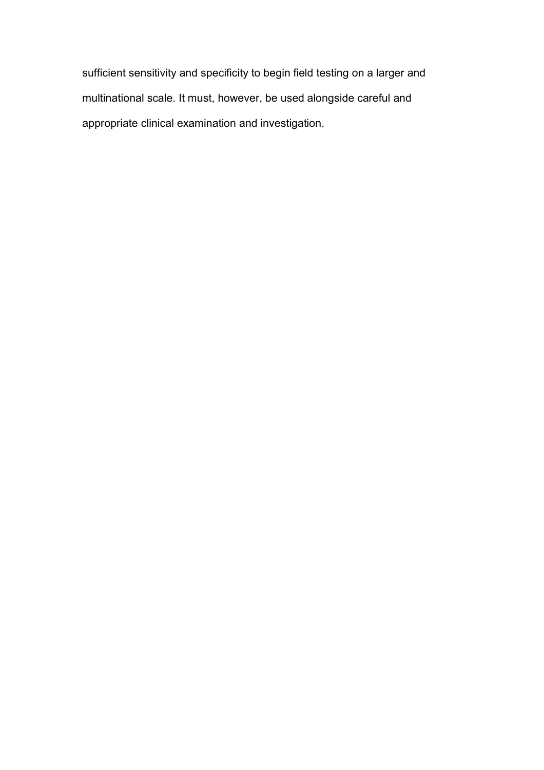sufficient sensitivity and specificity to begin field testing on a larger and multinational scale. It must, however, be used alongside careful and appropriate clinical examination and investigation.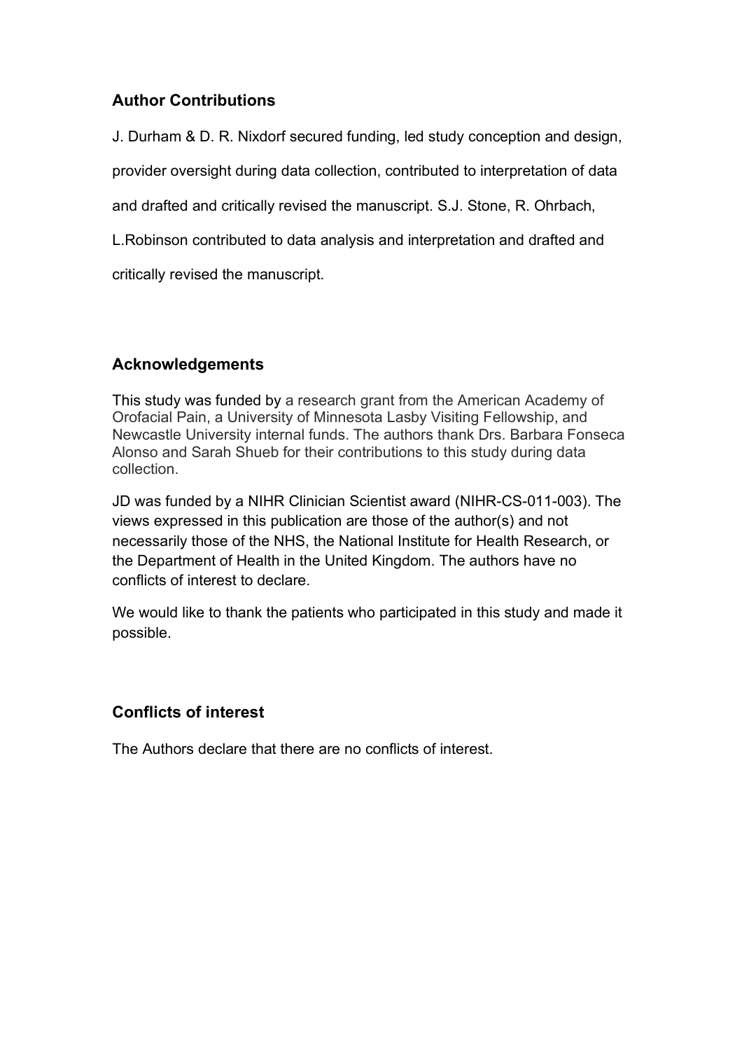## Author Contributions

J. Durham & D. R. Nixdorf secured funding, led study conception and design, provider oversight during data collection, contributed to interpretation of data and drafted and critically revised the manuscript. S.J. Stone, R. Ohrbach, L.Robinson contributed to data analysis and interpretation and drafted and critically revised the manuscript.

## Acknowledgements

This study was funded by a research grant from the American Academy of Orofacial Pain, a University of Minnesota Lasby Visiting Fellowship, and Newcastle University internal funds. The authors thank Drs. Barbara Fonseca Alonso and Sarah Shueb for their contributions to this study during data collection.

JD was funded by a NIHR Clinician Scientist award (NIHR-CS-011-003). The views expressed in this publication are those of the author(s) and not necessarily those of the NHS, the National Institute for Health Research, or the Department of Health in the United Kingdom. The authors have no conflicts of interest to declare.

We would like to thank the patients who participated in this study and made it possible.

## Conflicts of interest

The Authors declare that there are no conflicts of interest.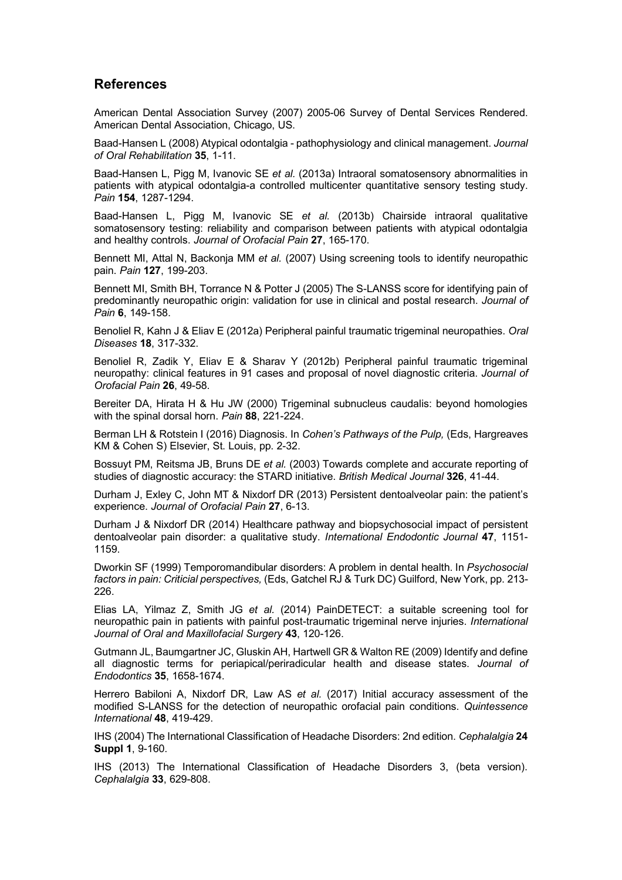## References

American Dental Association Survey (2007) 2005-06 Survey of Dental Services Rendered. American Dental Association, Chicago, US.

Baad-Hansen L (2008) Atypical odontalgia - pathophysiology and clinical management. *Journal of Oral Rehabilitation* **35**, 1-11.

Baad-Hansen L, Pigg M, Ivanovic SE *et al.* (2013a) Intraoral somatosensory abnormalities in patients with atypical odontalgia-a controlled multicenter quantitative sensory testing study. *Pain* **154**, 1287-1294.

Baad-Hansen L, Pigg M, Ivanovic SE *et al.* (2013b) Chairside intraoral qualitative somatosensory testing: reliability and comparison between patients with atypical odontalgia and healthy controls. *Journal of Orofacial Pain* **27**, 165-170.

Bennett MI, Attal N, Backonja MM *et al.* (2007) Using screening tools to identify neuropathic pain. *Pain* **127**, 199-203.

Bennett MI, Smith BH, Torrance N & Potter J (2005) The S-LANSS score for identifying pain of predominantly neuropathic origin: validation for use in clinical and postal research. *Journal of Pain* **6**, 149-158.

Benoliel R, Kahn J & Eliav E (2012a) Peripheral painful traumatic trigeminal neuropathies. *Oral Diseases* **18**, 317-332.

Benoliel R, Zadik Y, Eliav E & Sharav Y (2012b) Peripheral painful traumatic trigeminal neuropathy: clinical features in 91 cases and proposal of novel diagnostic criteria. *Journal of Orofacial Pain* **26**, 49-58.

Bereiter DA, Hirata H & Hu JW (2000) Trigeminal subnucleus caudalis: beyond homologies with the spinal dorsal horn. *Pain* **88**, 221-224.

Berman LH & Rotstein I (2016) Diagnosis. In *Cohen's Pathways of the Pulp,* (Eds, Hargreaves KM & Cohen S) Elsevier, St. Louis, pp. 2-32.

Bossuyt PM, Reitsma JB, Bruns DE *et al.* (2003) Towards complete and accurate reporting of studies of diagnostic accuracy: the STARD initiative. *British Medical Journal* **326**, 41-44.

Durham J, Exley C, John MT & Nixdorf DR (2013) Persistent dentoalveolar pain: the patient's experience. *Journal of Orofacial Pain* **27**, 6-13.

Durham J & Nixdorf DR (2014) Healthcare pathway and biopsychosocial impact of persistent dentoalveolar pain disorder: a qualitative study. *International Endodontic Journal* **47**, 1151-1159.

Dworkin SF (1999) Temporomandibular disorders: A problem in dental health. In *Psychosocial factors in pain: Criticial perspectives,* (Eds, Gatchel RJ & Turk DC) Guilford, New York, pp. 213-226.

Elias LA, Yilmaz Z, Smith JG *et al.* (2014) PainDETECT: a suitable screening tool for neuropathic pain in patients with painful post-traumatic trigeminal nerve injuries. *International Journal of Oral and Maxillofacial Surgery* **43**, 120-126.

Gutmann JL, Baumgartner JC, Gluskin AH, Hartwell GR & Walton RE (2009) Identify and define all diagnostic terms for periapical/periradicular health and disease states. *Journal of Endodontics* **35**, 1658-1674.

Herrero Babiloni A, Nixdorf DR, Law AS *et al.* (2017) Initial accuracy assessment of the modified S-LANSS for the detection of neuropathic orofacial pain conditions. *Quintessence International* **48**, 419-429.

IHS (2004) The International Classification of Headache Disorders: 2nd edition. *Cephalalgia* **24 Suppl 1**, 9-160.

IHS (2013) The International Classification of Headache Disorders 3, (beta version). *Cephalalgia* **33**, 629-808.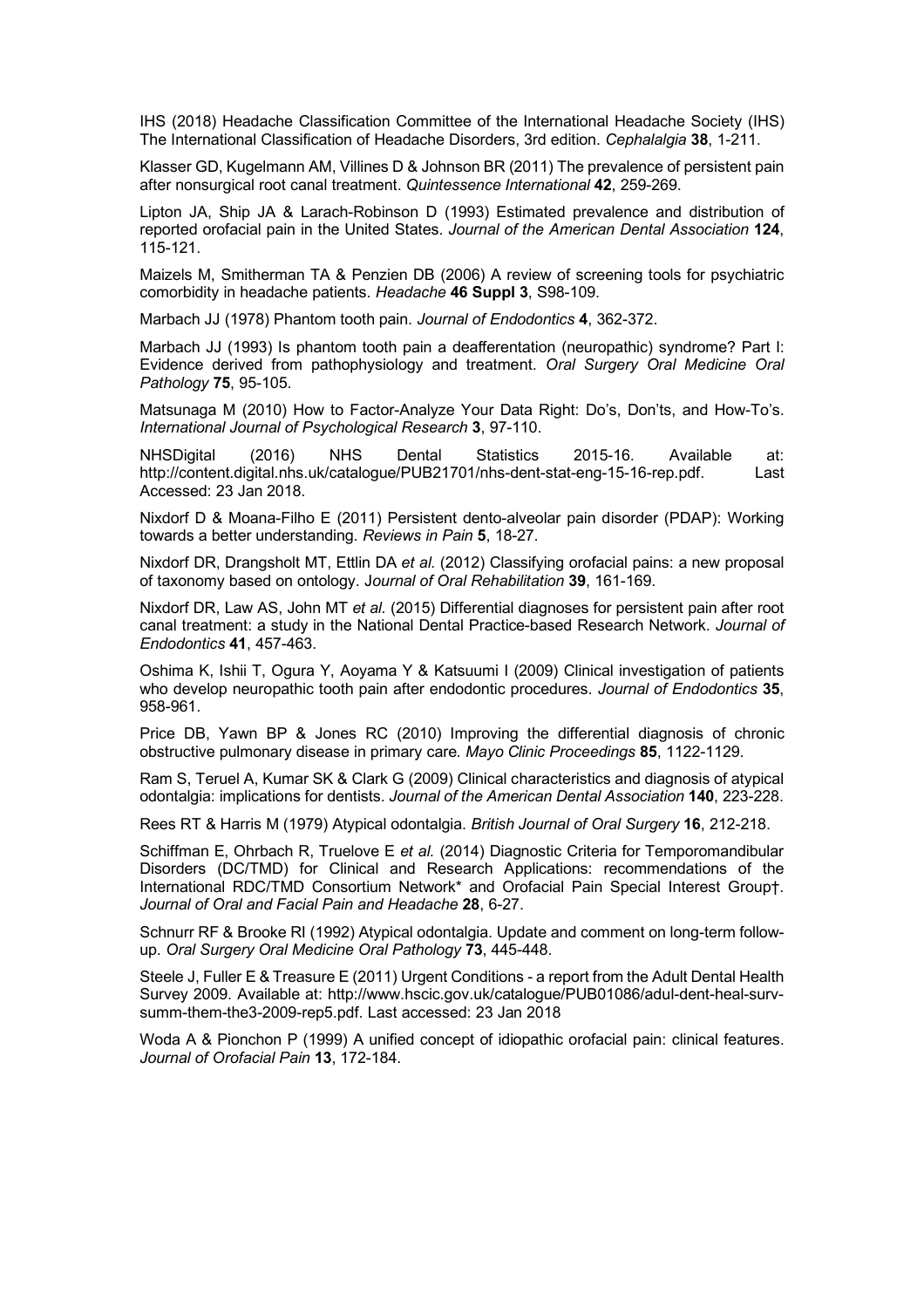IHS (2018) Headache Classification Committee of the International Headache Society (IHS) The International Classification of Headache Disorders, 3rd edition. *Cephalalgia* **38**, 1-211.

Klasser GD, Kugelmann AM, Villines D & Johnson BR (2011) The prevalence of persistent pain after nonsurgical root canal treatment. *Quintessence International* **42**, 259-269.

Lipton JA, Ship JA & Larach-Robinson D (1993) Estimated prevalence and distribution of reported orofacial pain in the United States. *Journal of the American Dental Association* **124**, 115-121.

Maizels M, Smitherman TA & Penzien DB (2006) A review of screening tools for psychiatric comorbidity in headache patients. *Headache* **46 Suppl 3**, S98-109.

Marbach JJ (1978) Phantom tooth pain. *Journal of Endodontics* **4**, 362-372.

Marbach JJ (1993) Is phantom tooth pain a deafferentation (neuropathic) syndrome? Part I: Evidence derived from pathophysiology and treatment. *Oral Surgery Oral Medicine Oral Pathology* **75**, 95-105.

Matsunaga M (2010) How to Factor-Analyze Your Data Right: Do's, Don'ts, and How-To's. *International Journal of Psychological Research* **3**, 97-110.

NHSDigital (2016) NHS Dental Statistics 2015-16. Available at: http://content.digital.nhs.uk/catalogue/PUB21701/nhs-dent-stat-eng-15-16-rep.pdf. Last Accessed: 23 Jan 2018.

Nixdorf D & Moana-Filho E (2011) Persistent dento-alveolar pain disorder (PDAP): Working towards a better understanding. *Reviews in Pain* **5**, 18-27.

Nixdorf DR, Drangsholt MT, Ettlin DA *et al.* (2012) Classifying orofacial pains: a new proposal of taxonomy based on ontology. *Journal of Oral Rehabilitation* **39**, 161-169.

Nixdorf DR, Law AS, John MT *et al.* (2015) Differential diagnoses for persistent pain after root canal treatment: a study in the National Dental Practice-based Research Network. *Journal of Endodontics* **41**, 457-463.

Oshima K, Ishii T, Ogura Y, Aoyama Y & Katsuumi I (2009) Clinical investigation of patients who develop neuropathic tooth pain after endodontic procedures. *Journal of Endodontics* **35**, 958-961.

Price DB, Yawn BP & Jones RC (2010) Improving the differential diagnosis of chronic obstructive pulmonary disease in primary care. *Mayo Clinic Proceedings* **85**, 1122-1129.

Ram S, Teruel A, Kumar SK & Clark G (2009) Clinical characteristics and diagnosis of atypical odontalgia: implications for dentists. *Journal of the American Dental Association* **140**, 223-228.

Rees RT & Harris M (1979) Atypical odontalgia. *British Journal of Oral Surgery* **16**, 212-218.

Schiffman E, Ohrbach R, Truelove E *et al.* (2014) Diagnostic Criteria for Temporomandibular Disorders (DC/TMD) for Clinical and Research Applications: recommendations of the International RDC/TMD Consortium Network* and Orofacial Pain Special Interest Group†. *Journal of Oral and Facial Pain and Headache* **28**, 6-27.

Schnurr RF & Brooke RI (1992) Atypical odontalgia. Update and comment on long-term follow-up. *Oral Surgery Oral Medicine Oral Pathology* **73**, 445-448.

Steele J, Fuller E & Treasure E (2011) Urgent Conditions - a report from the Adult Dental Health Survey 2009. Available at: http://www.hscic.gov.uk/catalogue/PUB01086/adul-dent-heal-surv-summ-them-the3-2009-rep5.pdf. Last accessed: 23 Jan 2018

Woda A & Pionchon P (1999) A unified concept of idiopathic orofacial pain: clinical features. *Journal of Orofacial Pain* **13**, 172-184.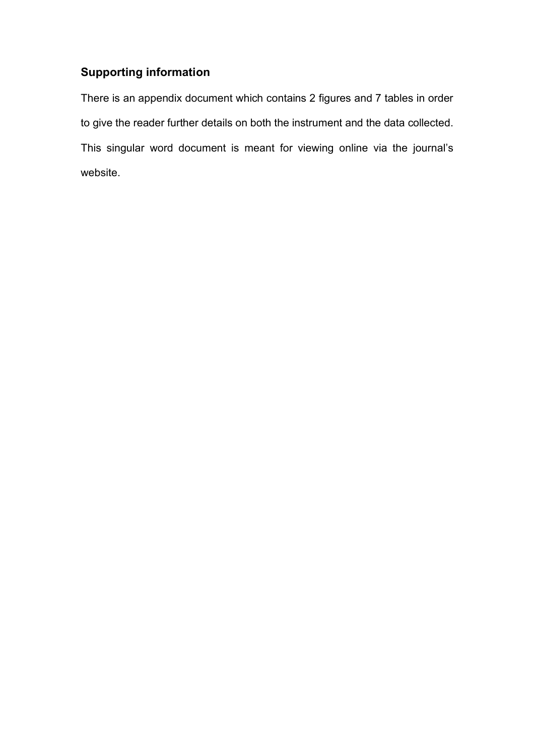## Supporting information

There is an appendix document which contains 2 figures and 7 tables in order to give the reader further details on both the instrument and the data collected. This singular word document is meant for viewing online via the journal's website.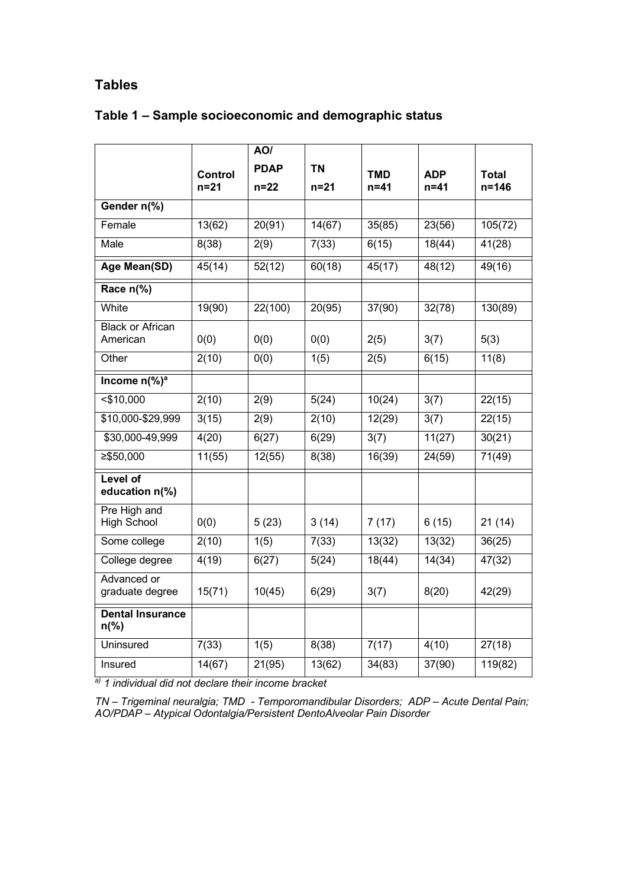## Tables

### Table 1 – Sample socioeconomic and demographic status

| | Control n=21 | AO/ PDAP n=22 | TN n=21 | TMD n=41 | ADP n=41 | Total n=146 |
|---|---|---|---|---|---|---|
| **Gender n(%)** | | | | | | |
| Female | 13(62) | 20(91) | 14(67) | 35(85) | 23(56) | 105(72) |
| Male | 8(38) | 2(9) | 7(33) | 6(15) | 18(44) | 41(28) |
| **Age Mean(SD)** | 45(14) | 52(12) | 60(18) | 45(17) | 48(12) | 49(16) |
| **Race n(%)** | | | | | | |
| White | 19(90) | 22(100) | 20(95) | 37(90) | 32(78) | 130(89) |
| Black or African American | 0(0) | 0(0) | 0(0) | 2(5) | 3(7) | 5(3) |
| Other | 2(10) | 0(0) | 1(5) | 2(5) | 6(15) | 11(8) |
| **Income n(%)[a]** | | | | | | |
| <$10,000 | 2(10) | 2(9) | 5(24) | 10(24) | 3(7) | 22(15) |
| $10,000-$29,999 | 3(15) | 2(9) | 2(10) | 12(29) | 3(7) | 22(15) |
| $30,000-49,999 | 4(20) | 6(27) | 6(29) | 3(7) | 11(27) | 30(21) |
| ≥$50,000 | 11(55) | 12(55) | 8(38) | 16(39) | 24(59) | 71(49) |
| **Level of education n(%)** | | | | | | |
| Pre High and High School | 0(0) | 5 (23) | 3 (14) | 7 (17) | 6 (15) | 21 (14) |
| Some college | 2(10) | 1(5) | 7(33) | 13(32) | 13(32) | 36(25) |
| College degree | 4(19) | 6(27) | 5(24) | 18(44) | 14(34) | 47(32) |
| Advanced or graduate degree | 15(71) | 10(45) | 6(29) | 3(7) | 8(20) | 42(29) |
| **Dental Insurance n(%)** | | | | | | |
| Uninsured | 7(33) | 1(5) | 8(38) | 7(17) | 4(10) | 27(18) |
| Insured | 14(67) | 21(95) | 13(62) | 34(83) | 37(90) | 119(82) |

*[a)] 1 individual did not declare their income bracket*

*TN – Trigeminal neuralgia; TMD - Temporomandibular Disorders; ADP – Acute Dental Pain; AO/PDAP – Atypical Odontalgia/Persistent DentoAlveolar Pain Disorder*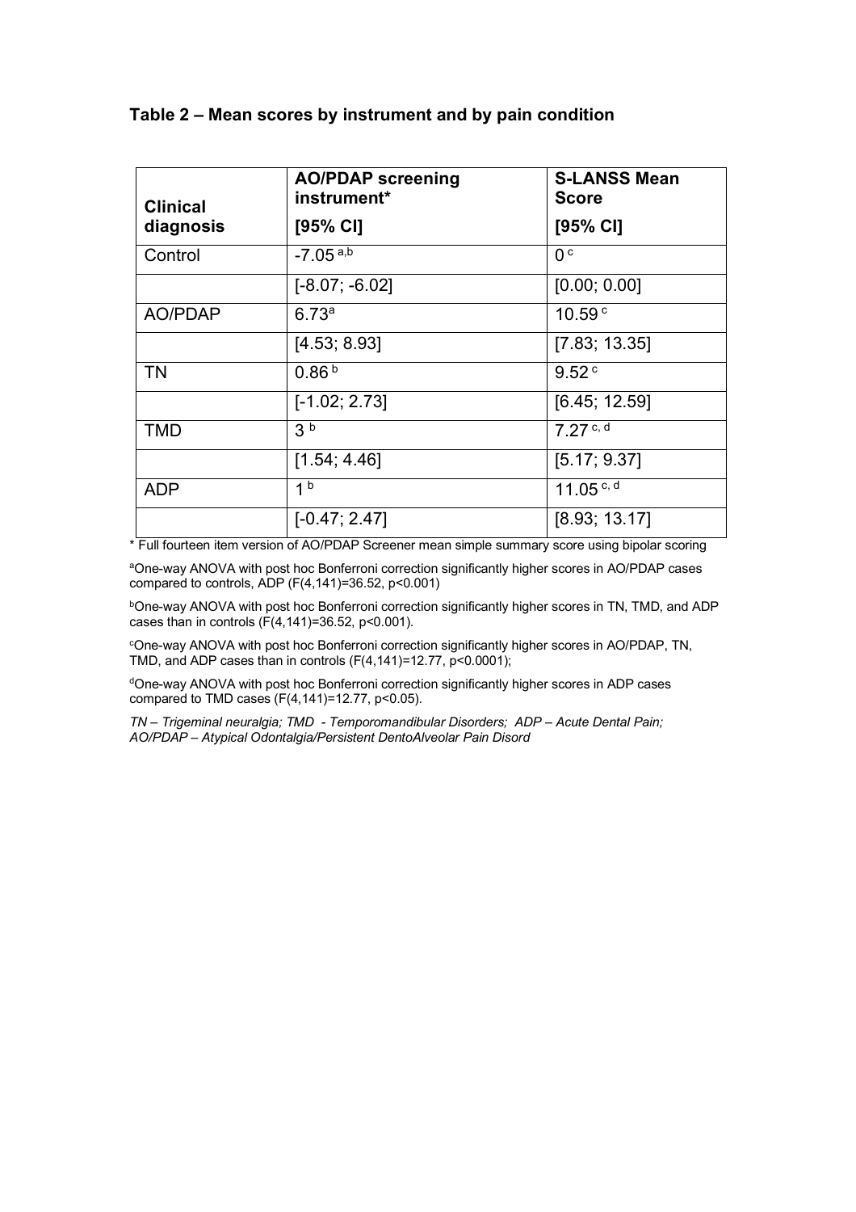### Table 2 – Mean scores by instrument and by pain condition

| Clinical diagnosis | AO/PDAP screening instrument* [95% CI] | S-LANSS Mean Score [95% CI] |
|---|---|---|
| Control | -7.05 [a,b] | 0 [c] |
| | [-8.07; -6.02] | [0.00; 0.00] |
| AO/PDAP | 6.73[a] | 10.59 [c] |
| | [4.53; 8.93] | [7.83; 13.35] |
| TN | 0.86 [b] | 9.52 [c] |
| | [-1.02; 2.73] | [6.45; 12.59] |
| TMD | 3 [b] | 7.27 [c, d] |
| | [1.54; 4.46] | [5.17; 9.37] |
| ADP | 1 [b] | 11.05 [c, d] |
| | [-0.47; 2.47] | [8.93; 13.17] |

* Full fourteen item version of AO/PDAP Screener mean simple summary score using bipolar scoring

[a]One-way ANOVA with post hoc Bonferroni correction significantly higher scores in AO/PDAP cases compared to controls, ADP ($F(4,141)=36.52$, $p<0.001$)

[b]One-way ANOVA with post hoc Bonferroni correction significantly higher scores in TN, TMD, and ADP cases than in controls ($F(4,141)=36.52$, $p<0.001$).

[c]One-way ANOVA with post hoc Bonferroni correction significantly higher scores in AO/PDAP, TN, TMD, and ADP cases than in controls ($F(4,141)=12.77$, $p<0.0001$);

[d]One-way ANOVA with post hoc Bonferroni correction significantly higher scores in ADP cases compared to TMD cases ($F(4,141)=12.77$, $p<0.05$).

*TN – Trigeminal neuralgia; TMD - Temporomandibular Disorders; ADP – Acute Dental Pain; AO/PDAP – Atypical Odontalgia/Persistent DentoAlveolar Pain Disord*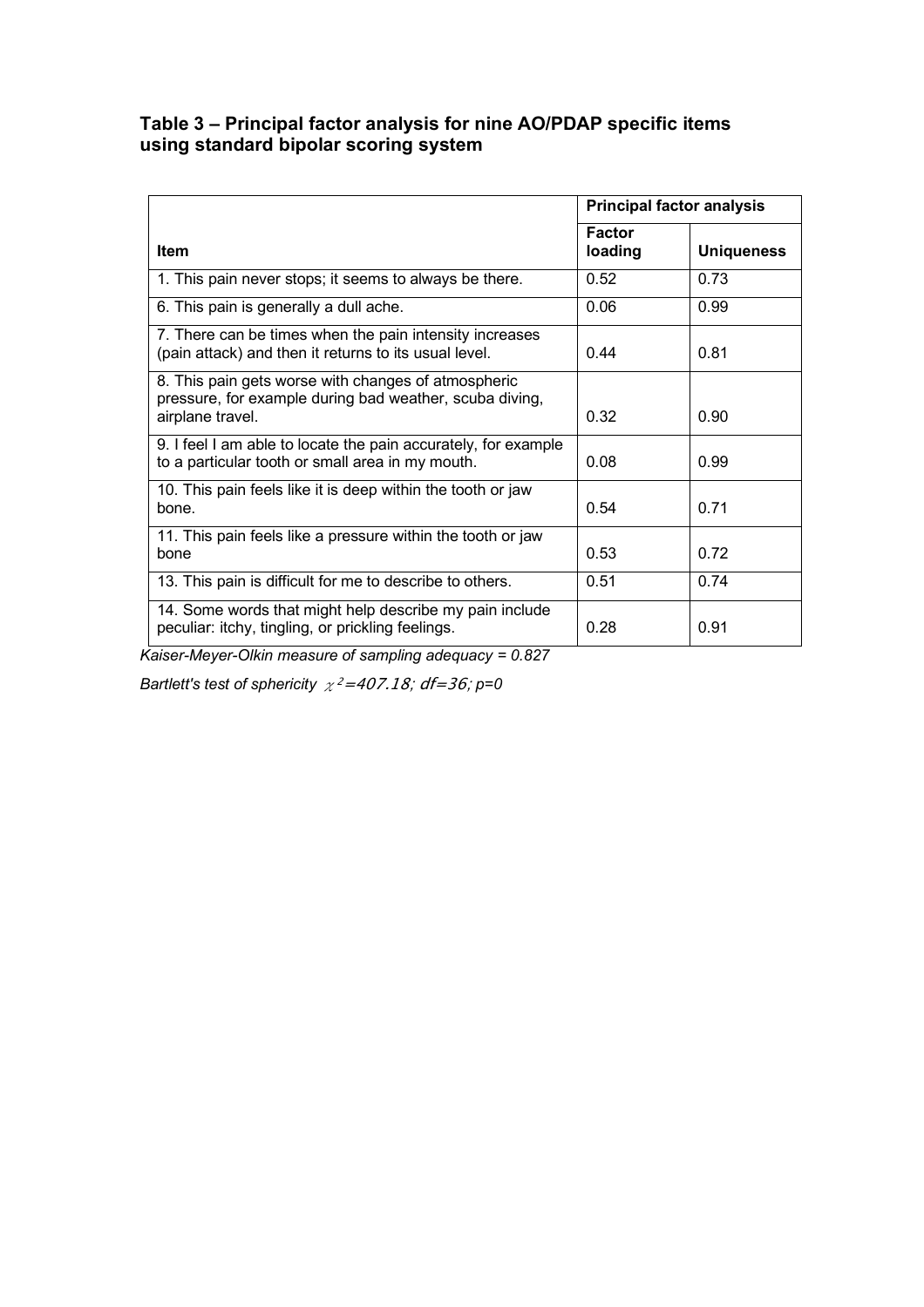### Table 3 – Principal factor analysis for nine AO/PDAP specific items using standard bipolar scoring system

| Item | Principal factor analysis | |
|---|---|---|
| | Factor loading | Uniqueness |
| 1. This pain never stops; it seems to always be there. | 0.52 | 0.73 |
| 6. This pain is generally a dull ache. | 0.06 | 0.99 |
| 7. There can be times when the pain intensity increases (pain attack) and then it returns to its usual level. | 0.44 | 0.81 |
| 8. This pain gets worse with changes of atmospheric pressure, for example during bad weather, scuba diving, airplane travel. | 0.32 | 0.90 |
| 9. I feel I am able to locate the pain accurately, for example to a particular tooth or small area in my mouth. | 0.08 | 0.99 |
| 10. This pain feels like it is deep within the tooth or jaw bone. | 0.54 | 0.71 |
| 11. This pain feels like a pressure within the tooth or jaw bone | 0.53 | 0.72 |
| 13. This pain is difficult for me to describe to others. | 0.51 | 0.74 |
| 14. Some words that might help describe my pain include peculiar: itchy, tingling, or prickling feelings. | 0.28 | 0.91 |

*Kaiser-Meyer-Olkin measure of sampling adequacy = 0.827*

*Bartlett's test of sphericity* $\chi^2=407.18$; $df=36$; $p=0$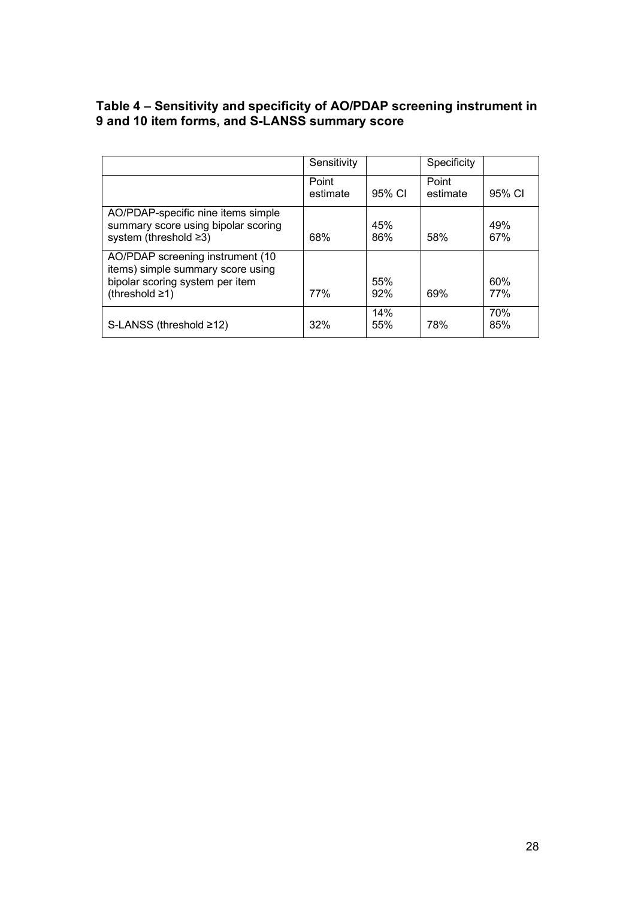**Table 4 – Sensitivity and specificity of AO/PDAP screening instrument in 9 and 10 item forms, and S-LANSS summary score**

| | Sensitivity | | Specificity | |
|---|---|---|---|---|
| | Point estimate | 95% CI | Point estimate | 95% CI |
| AO/PDAP-specific nine items simple summary score using bipolar scoring system (threshold ≥3) | 68% | 45% 86% | 58% | 49% 67% |
| AO/PDAP screening instrument (10 items) simple summary score using bipolar scoring system per item (threshold ≥1) | 77% | 55% 92% | 69% | 60% 77% |
| S-LANSS (threshold ≥12) | 32% | 14% 55% | 78% | 70% 85% |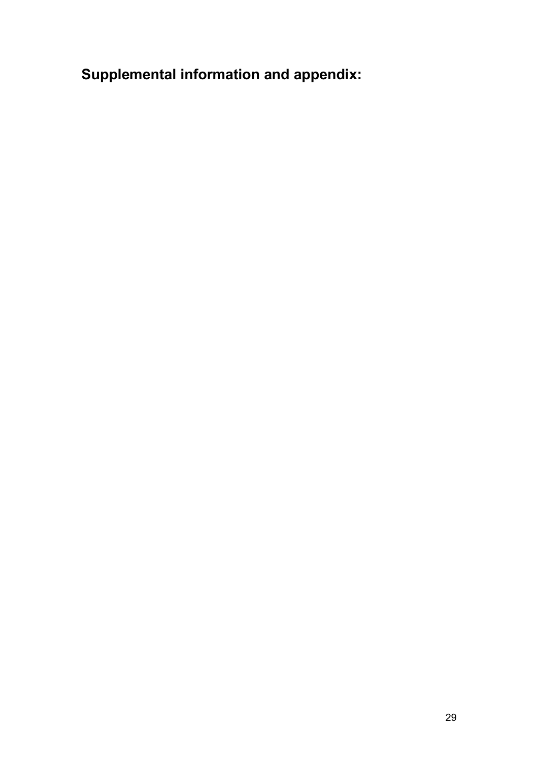## Supplemental information and appendix: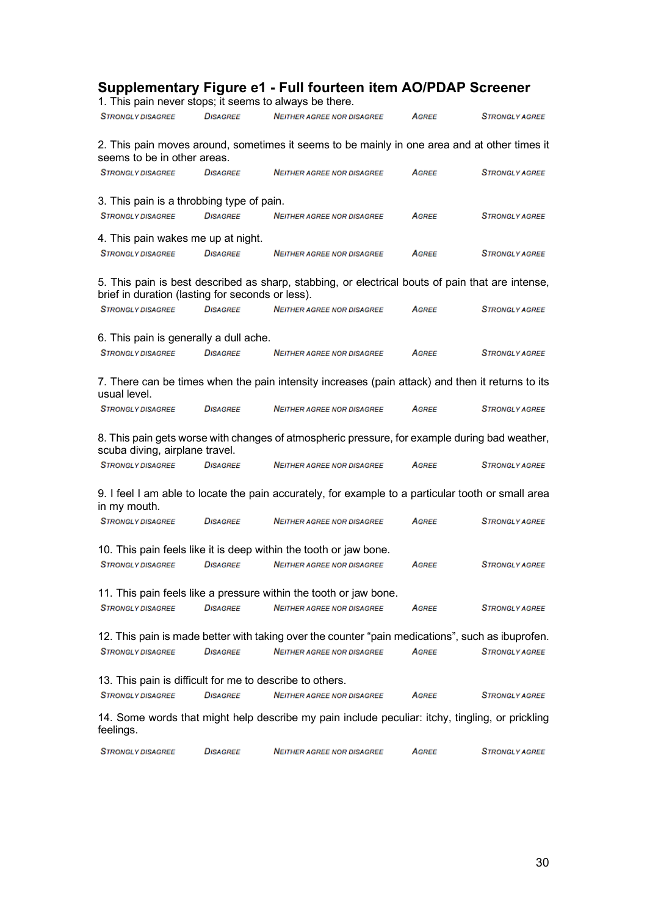## Supplementary Figure e1 - Full fourteen item AO/PDAP Screener

1. This pain never stops; it seems to always be there.

STRONGLY DISAGREE | DISAGREE | NEITHER AGREE NOR DISAGREE | AGREE | STRONGLY AGREE

2. This pain moves around, sometimes it seems to be mainly in one area and at other times it seems to be in other areas.

STRONGLY DISAGREE | DISAGREE | NEITHER AGREE NOR DISAGREE | AGREE | STRONGLY AGREE

3. This pain is a throbbing type of pain.

STRONGLY DISAGREE | DISAGREE | NEITHER AGREE NOR DISAGREE | AGREE | STRONGLY AGREE

4. This pain wakes me up at night.

STRONGLY DISAGREE | DISAGREE | NEITHER AGREE NOR DISAGREE | AGREE | STRONGLY AGREE

5. This pain is best described as sharp, stabbing, or electrical bouts of pain that are intense, brief in duration (lasting for seconds or less).

STRONGLY DISAGREE | DISAGREE | NEITHER AGREE NOR DISAGREE | AGREE | STRONGLY AGREE

6. This pain is generally a dull ache.

STRONGLY DISAGREE | DISAGREE | NEITHER AGREE NOR DISAGREE | AGREE | STRONGLY AGREE

7. There can be times when the pain intensity increases (pain attack) and then it returns to its usual level.

STRONGLY DISAGREE | DISAGREE | NEITHER AGREE NOR DISAGREE | AGREE | STRONGLY AGREE

8. This pain gets worse with changes of atmospheric pressure, for example during bad weather, scuba diving, airplane travel.

STRONGLY DISAGREE | DISAGREE | NEITHER AGREE NOR DISAGREE | AGREE | STRONGLY AGREE

9. I feel I am able to locate the pain accurately, for example to a particular tooth or small area in my mouth.

STRONGLY DISAGREE | DISAGREE | NEITHER AGREE NOR DISAGREE | AGREE | STRONGLY AGREE

10. This pain feels like it is deep within the tooth or jaw bone.

STRONGLY DISAGREE | DISAGREE | NEITHER AGREE NOR DISAGREE | AGREE | STRONGLY AGREE

11. This pain feels like a pressure within the tooth or jaw bone.

STRONGLY DISAGREE | DISAGREE | NEITHER AGREE NOR DISAGREE | AGREE | STRONGLY AGREE

12. This pain is made better with taking over the counter "pain medications", such as ibuprofen.

STRONGLY DISAGREE | DISAGREE | NEITHER AGREE NOR DISAGREE | AGREE | STRONGLY AGREE

13. This pain is difficult for me to describe to others.

STRONGLY DISAGREE | DISAGREE | NEITHER AGREE NOR DISAGREE | AGREE | STRONGLY AGREE

14. Some words that might help describe my pain include peculiar: itchy, tingling, or prickling feelings.

STRONGLY DISAGREE | DISAGREE | NEITHER AGREE NOR DISAGREE | AGREE | STRONGLY AGREE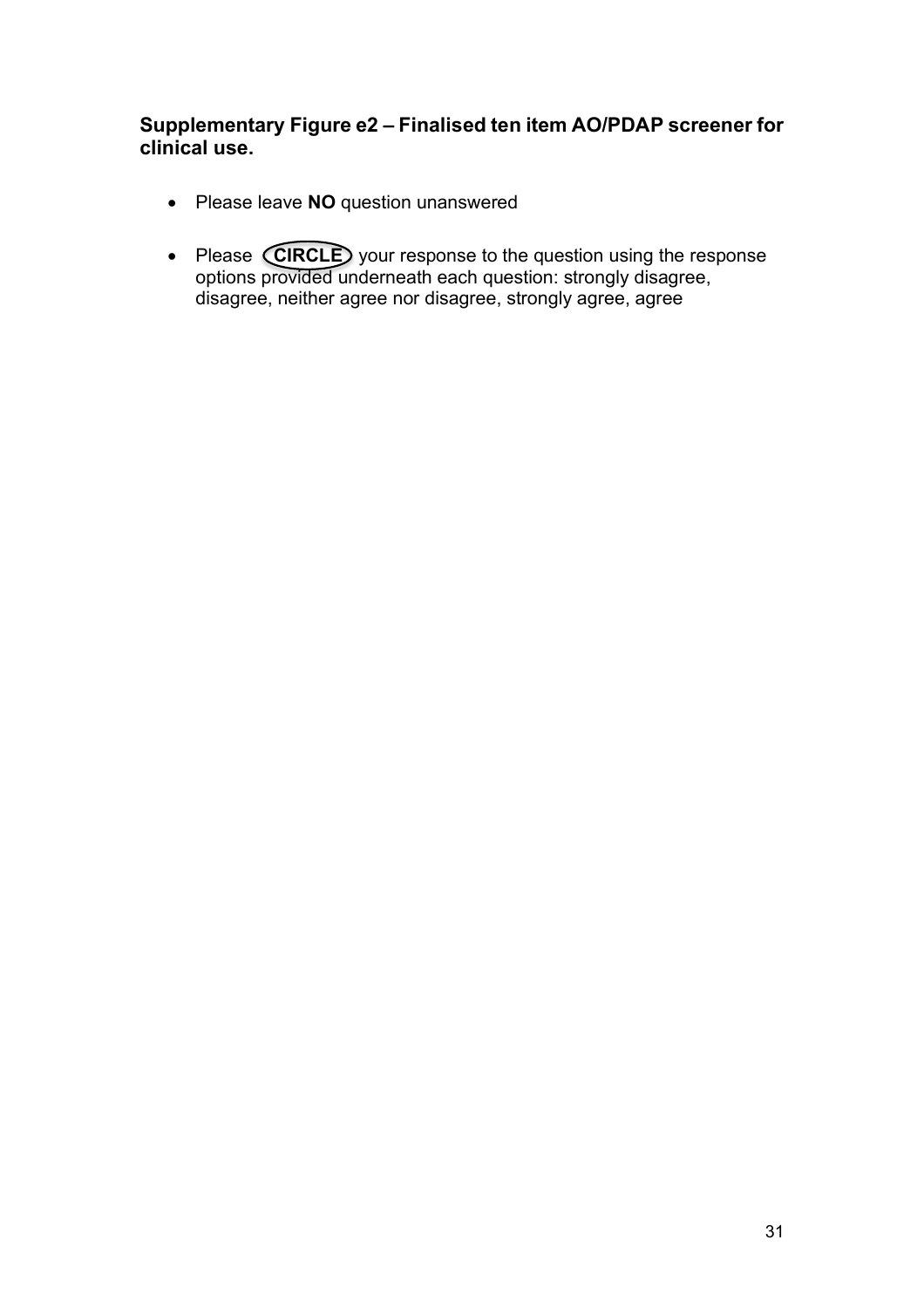**Supplementary Figure e2 – Finalised ten item AO/PDAP screener for clinical use.**

- Please leave **NO** question unanswered
- Please **CIRCLE** your response to the question using the response options provided underneath each question: strongly disagree, disagree, neither agree nor disagree, strongly agree, agree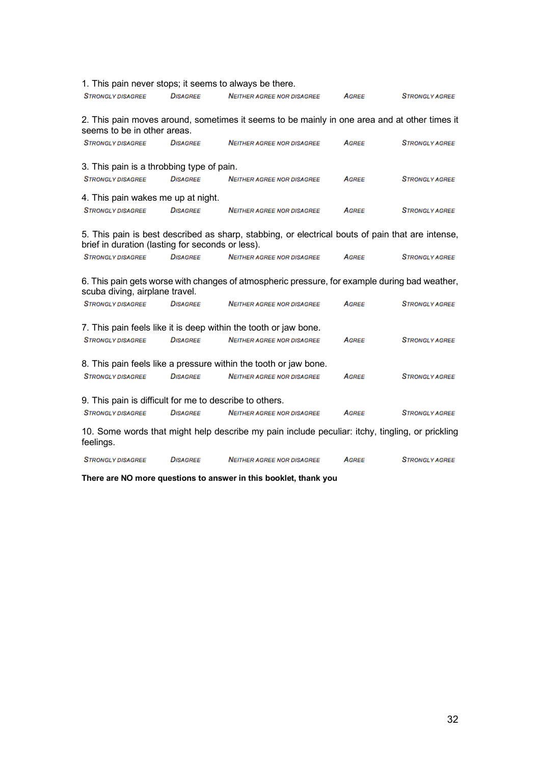1. This pain never stops; it seems to always be there.

STRONGLY DISAGREE DISAGREE NEITHER AGREE NOR DISAGREE AGREE STRONGLY AGREE

2. This pain moves around, sometimes it seems to be mainly in one area and at other times it seems to be in other areas.

STRONGLY DISAGREE DISAGREE NEITHER AGREE NOR DISAGREE AGREE STRONGLY AGREE

3. This pain is a throbbing type of pain.

STRONGLY DISAGREE DISAGREE NEITHER AGREE NOR DISAGREE AGREE STRONGLY AGREE

4. This pain wakes me up at night.

STRONGLY DISAGREE DISAGREE NEITHER AGREE NOR DISAGREE AGREE STRONGLY AGREE

5. This pain is best described as sharp, stabbing, or electrical bouts of pain that are intense, brief in duration (lasting for seconds or less).

STRONGLY DISAGREE DISAGREE NEITHER AGREE NOR DISAGREE AGREE STRONGLY AGREE

6. This pain gets worse with changes of atmospheric pressure, for example during bad weather, scuba diving, airplane travel.

STRONGLY DISAGREE DISAGREE NEITHER AGREE NOR DISAGREE AGREE STRONGLY AGREE

7. This pain feels like it is deep within the tooth or jaw bone.

STRONGLY DISAGREE DISAGREE NEITHER AGREE NOR DISAGREE AGREE STRONGLY AGREE

8. This pain feels like a pressure within the tooth or jaw bone.

STRONGLY DISAGREE DISAGREE NEITHER AGREE NOR DISAGREE AGREE STRONGLY AGREE

9. This pain is difficult for me to describe to others.

STRONGLY DISAGREE DISAGREE NEITHER AGREE NOR DISAGREE AGREE STRONGLY AGREE

10. Some words that might help describe my pain include peculiar: itchy, tingling, or prickling feelings.

STRONGLY DISAGREE DISAGREE NEITHER AGREE NOR DISAGREE AGREE STRONGLY AGREE

**There are NO more questions to answer in this booklet, thank you**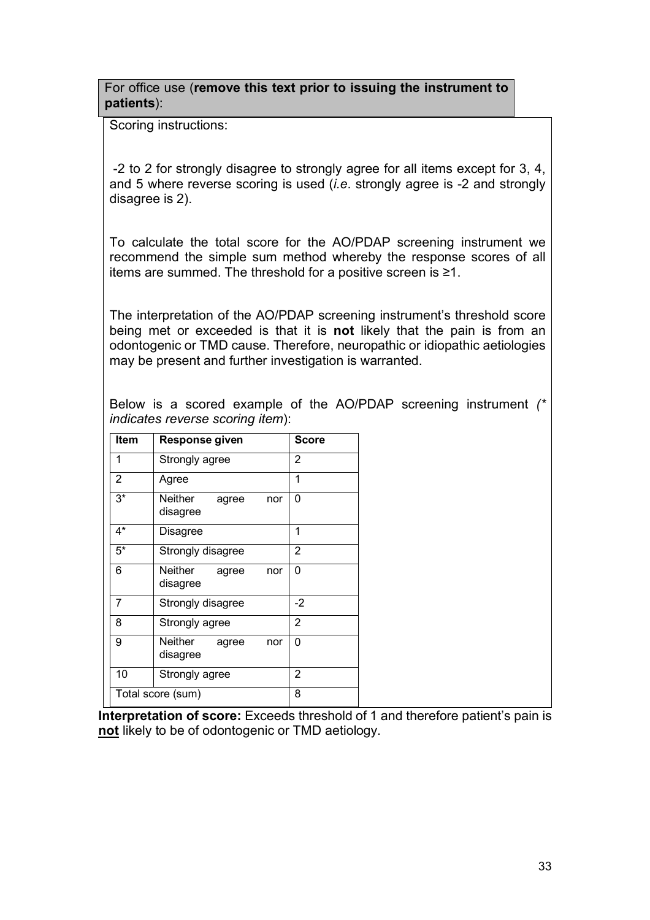For office use (**remove this text prior to issuing the instrument to patients**):

Scoring instructions:

-2 to 2 for strongly disagree to strongly agree for all items except for 3, 4, and 5 where reverse scoring is used (*i.e*. strongly agree is -2 and strongly disagree is 2).

To calculate the total score for the AO/PDAP screening instrument we recommend the simple sum method whereby the response scores of all items are summed. The threshold for a positive screen is ≥1.

The interpretation of the AO/PDAP screening instrument's threshold score being met or exceeded is that it is **not** likely that the pain is from an odontogenic or TMD cause. Therefore, neuropathic or idiopathic aetiologies may be present and further investigation is warranted.

Below is a scored example of the AO/PDAP screening instrument *(* indicates reverse scoring item*):

| Item | Response given | Score |
|---|---|---|
| 1 | Strongly agree | 2 |
| 2 | Agree | 1 |
| 3* | Neither agree nor disagree | 0 |
| 4* | Disagree | 1 |
| 5* | Strongly disagree | 2 |
| 6 | Neither agree nor disagree | 0 |
| 7 | Strongly disagree | -2 |
| 8 | Strongly agree | 2 |
| 9 | Neither agree nor disagree | 0 |
| 10 | Strongly agree | 2 |
| Total score (sum) | | 8 |

**Interpretation of score:** Exceeds threshold of 1 and therefore patient's pain is **not** likely to be of odontogenic or TMD aetiology.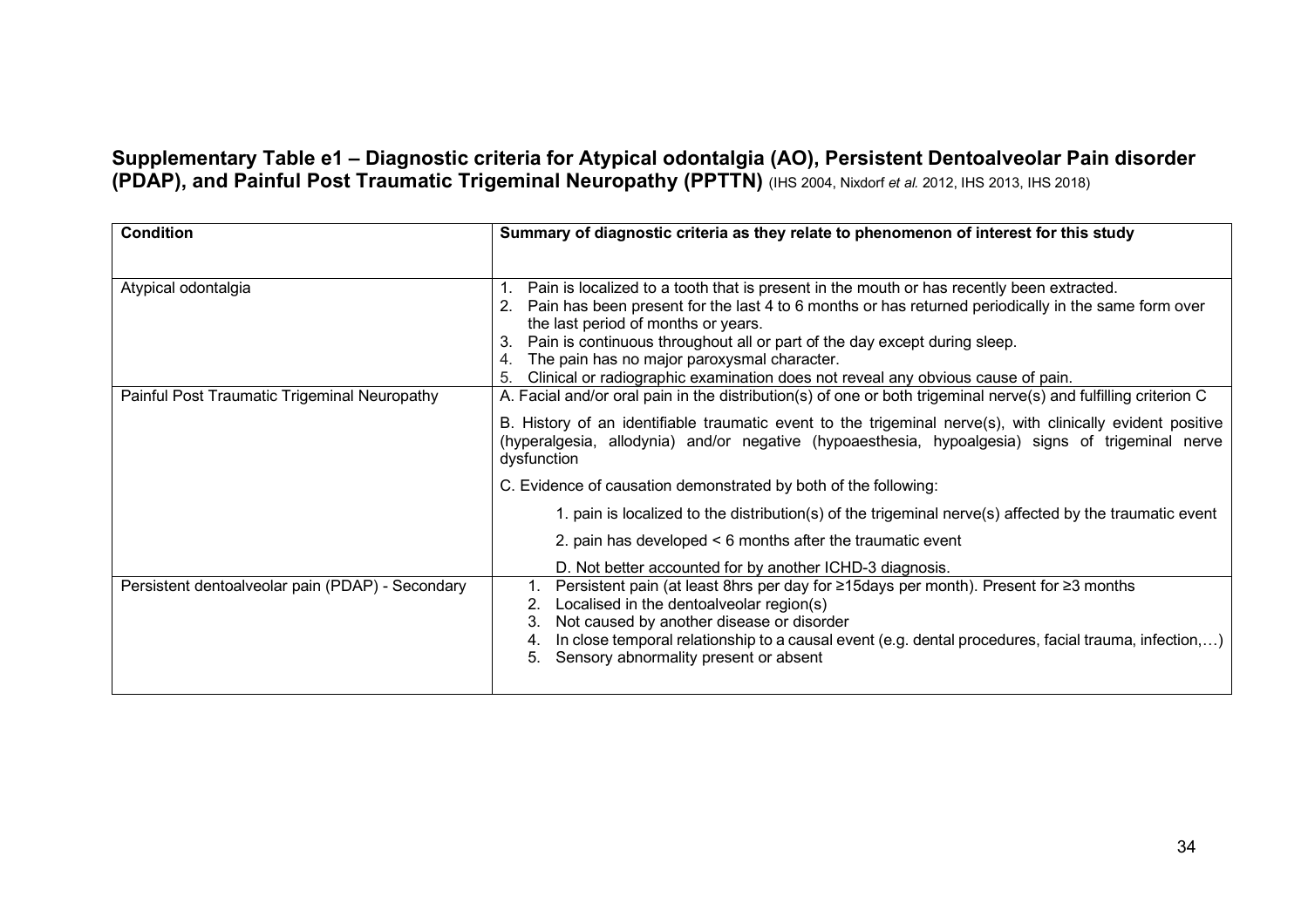**Supplementary Table e1 – Diagnostic criteria for Atypical odontalgia (AO), Persistent Dentoalveolar Pain disorder (PDAP), and Painful Post Traumatic Trigeminal Neuropathy (PPTTN)** (IHS 2004, Nixdorf *et al.* 2012, IHS 2013, IHS 2018)

| Condition | Summary of diagnostic criteria as they relate to phenomenon of interest for this study |
|---|---|
| Atypical odontalgia | 1. Pain is localized to a tooth that is present in the mouth or has recently been extracted.<br>2. Pain has been present for the last 4 to 6 months or has returned periodically in the same form over the last period of months or years.<br>3. Pain is continuous throughout all or part of the day except during sleep.<br>4. The pain has no major paroxysmal character.<br>5. Clinical or radiographic examination does not reveal any obvious cause of pain. |
| Painful Post Traumatic Trigeminal Neuropathy | A. Facial and/or oral pain in the distribution(s) of one or both trigeminal nerve(s) and fulfilling criterion C<br>B. History of an identifiable traumatic event to the trigeminal nerve(s), with clinically evident positive (hyperalgesia, allodynia) and/or negative (hypoaesthesia, hypoalgesia) signs of trigeminal nerve dysfunction<br>C. Evidence of causation demonstrated by both of the following:<br>1. pain is localized to the distribution(s) of the trigeminal nerve(s) affected by the traumatic event<br>2. pain has developed < 6 months after the traumatic event<br>D. Not better accounted for by another ICHD-3 diagnosis. |
| Persistent dentoalveolar pain (PDAP) - Secondary | 1. Persistent pain (at least 8hrs per day for ≥15days per month). Present for ≥3 months<br>2. Localised in the dentoalveolar region(s)<br>3. Not caused by another disease or disorder<br>4. In close temporal relationship to a causal event (e.g. dental procedures, facial trauma, infection,…)<br>5. Sensory abnormality present or absent |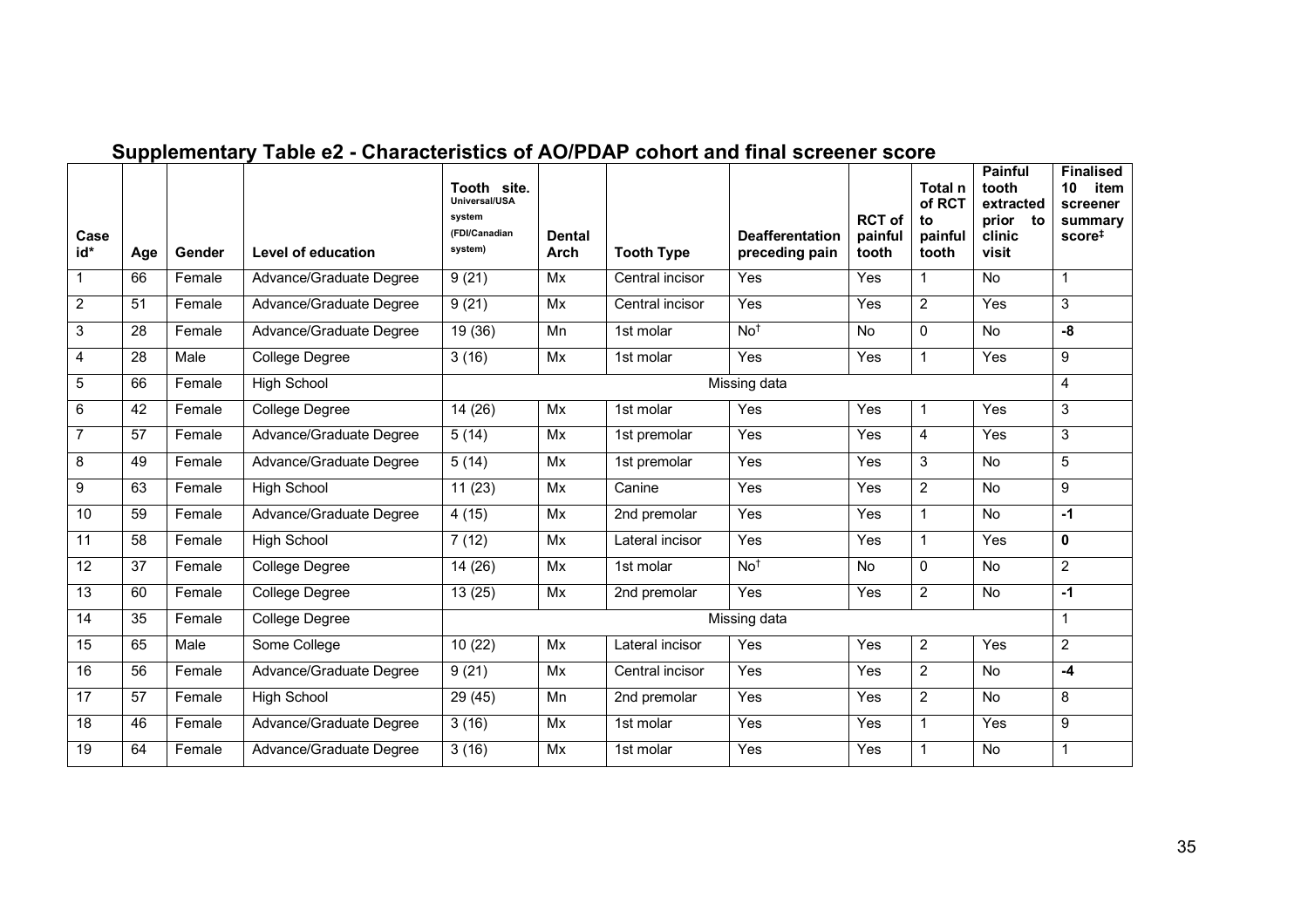## Supplementary Table e2 - Characteristics of AO/PDAP cohort and final screener score

| Case id* | Age | Gender | Level of education | Tooth site. Universal/USA system (FDI/Canadian system) | Dental Arch | Tooth Type | Deafferentation preceding pain | RCT of painful tooth | Total n of RCT to painful tooth | Painful tooth extracted prior to clinic visit | Finalised 10 item screener summary score‡ |
|---|---|---|---|---|---|---|---|---|---|---|---|
| 1 | 66 | Female | Advance/Graduate Degree | 9 (21) | Mx | Central incisor | Yes | Yes | 1 | No | 1 |
| 2 | 51 | Female | Advance/Graduate Degree | 9 (21) | Mx | Central incisor | Yes | Yes | 2 | Yes | 3 |
| 3 | 28 | Female | Advance/Graduate Degree | 19 (36) | Mn | 1st molar | No† | No | 0 | No | **-8** |
| 4 | 28 | Male | College Degree | 3 (16) | Mx | 1st molar | Yes | Yes | 1 | Yes | 9 |
| 5 | 66 | Female | High School | Missing data | | | | | | | 4 |
| 6 | 42 | Female | College Degree | 14 (26) | Mx | 1st molar | Yes | Yes | 1 | Yes | 3 |
| 7 | 57 | Female | Advance/Graduate Degree | 5 (14) | Mx | 1st premolar | Yes | Yes | 4 | Yes | 3 |
| 8 | 49 | Female | Advance/Graduate Degree | 5 (14) | Mx | 1st premolar | Yes | Yes | 3 | No | 5 |
| 9 | 63 | Female | High School | 11 (23) | Mx | Canine | Yes | Yes | 2 | No | 9 |
| 10 | 59 | Female | Advance/Graduate Degree | 4 (15) | Mx | 2nd premolar | Yes | Yes | 1 | No | **-1** |
| 11 | 58 | Female | High School | 7 (12) | Mx | Lateral incisor | Yes | Yes | 1 | Yes | **0** |
| 12 | 37 | Female | College Degree | 14 (26) | Mx | 1st molar | No† | No | 0 | No | 2 |
| 13 | 60 | Female | College Degree | 13 (25) | Mx | 2nd premolar | Yes | Yes | 2 | No | **-1** |
| 14 | 35 | Female | College Degree | Missing data | | | | | | | 1 |
| 15 | 65 | Male | Some College | 10 (22) | Mx | Lateral incisor | Yes | Yes | 2 | Yes | 2 |
| 16 | 56 | Female | Advance/Graduate Degree | 9 (21) | Mx | Central incisor | Yes | Yes | 2 | No | **-4** |
| 17 | 57 | Female | High School | 29 (45) | Mn | 2nd premolar | Yes | Yes | 2 | No | 8 |
| 18 | 46 | Female | Advance/Graduate Degree | 3 (16) | Mx | 1st molar | Yes | Yes | 1 | Yes | 9 |
| 19 | 64 | Female | Advance/Graduate Degree | 3 (16) | Mx | 1st molar | Yes | Yes | 1 | No | 1 |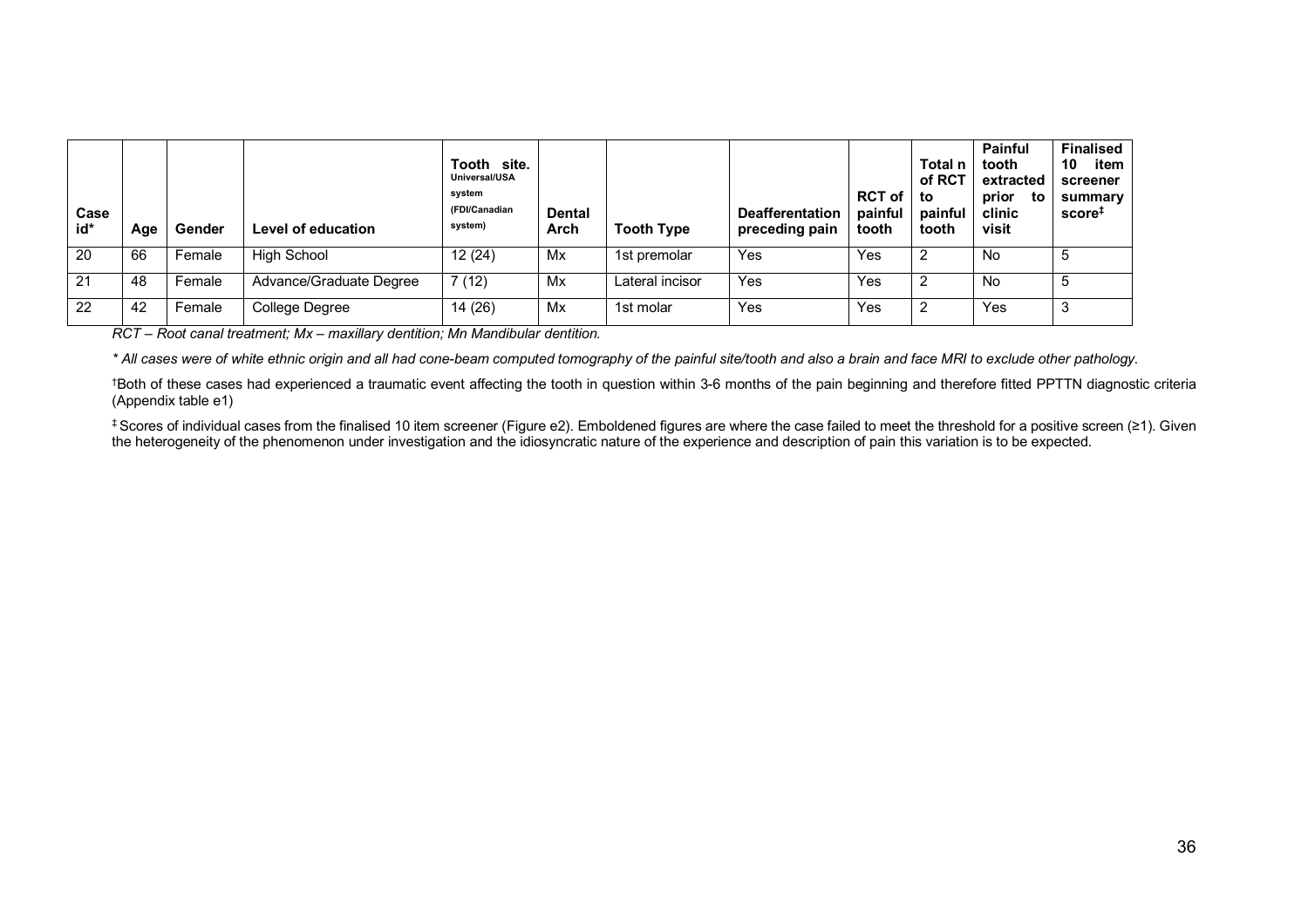| Case id* | Age | Gender | Level of education | Tooth site. Universal/USA system (FDI/Canadian system) | Dental Arch | Tooth Type | Deafferentation preceding pain | RCT of painful tooth | Total n of RCT to painful tooth | Painful tooth extracted prior to clinic visit | Finalised 10 item screener summary score‡ |
|---|---|---|---|---|---|---|---|---|---|---|---|
| 20 | 66 | Female | High School | 12 (24) | Mx | 1st premolar | Yes | Yes | 2 | No | 5 |
| 21 | 48 | Female | Advance/Graduate Degree | 7 (12) | Mx | Lateral incisor | Yes | Yes | 2 | No | 5 |
| 22 | 42 | Female | College Degree | 14 (26) | Mx | 1st molar | Yes | Yes | 2 | Yes | 3 |

*RCT – Root canal treatment; Mx – maxillary dentition; Mn Mandibular dentition.*

*\* All cases were of white ethnic origin and all had cone-beam computed tomography of the painful site/tooth and also a brain and face MRI to exclude other pathology.*

†Both of these cases had experienced a traumatic event affecting the tooth in question within 3-6 months of the pain beginning and therefore fitted PPTTN diagnostic criteria (Appendix table e1)

‡ Scores of individual cases from the finalised 10 item screener (Figure e2). Emboldened figures are where the case failed to meet the threshold for a positive screen (≥1). Given the heterogeneity of the phenomenon under investigation and the idiosyncratic nature of the experience and description of pain this variation is to be expected.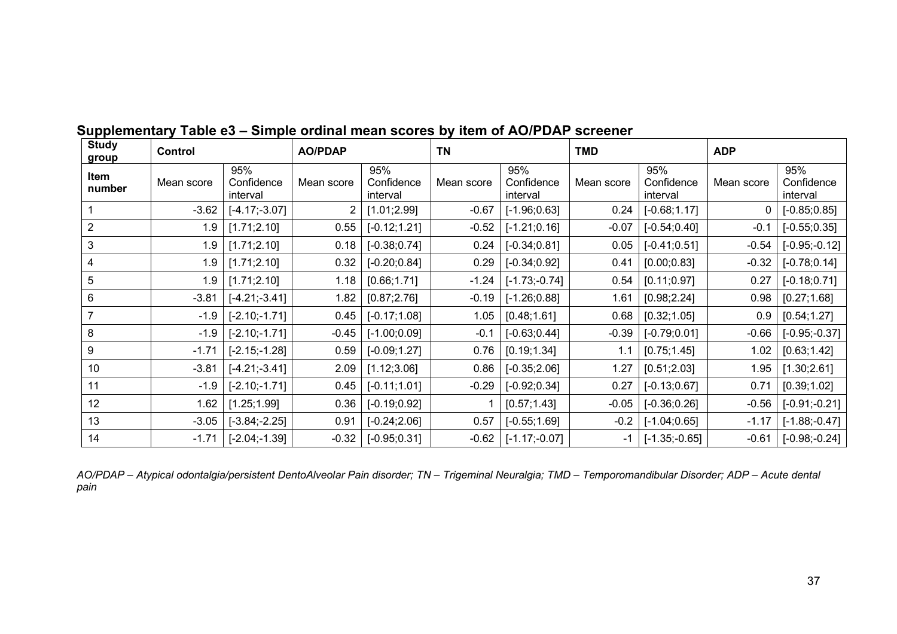## Supplementary Table e3 – Simple ordinal mean scores by item of AO/PDAP screener

| **Study group** | **Control** | | **AO/PDAP** | | **TN** | | **TMD** | | **ADP** | |
|---|---|---|---|---|---|---|---|---|---|---|
| **Item number** | Mean score | 95% Confidence interval | Mean score | 95% Confidence interval | Mean score | 95% Confidence interval | Mean score | 95% Confidence interval | Mean score | 95% Confidence interval |
| 1 | -3.62 | [-4.17;-3.07] | 2 | [1.01;2.99] | -0.67 | [-1.96;0.63] | 0.24 | [-0.68;1.17] | 0 | [-0.85;0.85] |
| 2 | 1.9 | [1.71;2.10] | 0.55 | [-0.12;1.21] | -0.52 | [-1.21;0.16] | -0.07 | [-0.54;0.40] | -0.1 | [-0.55;0.35] |
| 3 | 1.9 | [1.71;2.10] | 0.18 | [-0.38;0.74] | 0.24 | [-0.34;0.81] | 0.05 | [-0.41;0.51] | -0.54 | [-0.95;-0.12] |
| 4 | 1.9 | [1.71;2.10] | 0.32 | [-0.20;0.84] | 0.29 | [-0.34;0.92] | 0.41 | [0.00;0.83] | -0.32 | [-0.78;0.14] |
| 5 | 1.9 | [1.71;2.10] | 1.18 | [0.66;1.71] | -1.24 | [-1.73;-0.74] | 0.54 | [0.11;0.97] | 0.27 | [-0.18;0.71] |
| 6 | -3.81 | [-4.21;-3.41] | 1.82 | [0.87;2.76] | -0.19 | [-1.26;0.88] | 1.61 | [0.98;2.24] | 0.98 | [0.27;1.68] |
| 7 | -1.9 | [-2.10;-1.71] | 0.45 | [-0.17;1.08] | 1.05 | [0.48;1.61] | 0.68 | [0.32;1.05] | 0.9 | [0.54;1.27] |
| 8 | -1.9 | [-2.10;-1.71] | -0.45 | [-1.00;0.09] | -0.1 | [-0.63;0.44] | -0.39 | [-0.79;0.01] | -0.66 | [-0.95;-0.37] |
| 9 | -1.71 | [-2.15;-1.28] | 0.59 | [-0.09;1.27] | 0.76 | [0.19;1.34] | 1.1 | [0.75;1.45] | 1.02 | [0.63;1.42] |
| 10 | -3.81 | [-4.21;-3.41] | 2.09 | [1.12;3.06] | 0.86 | [-0.35;2.06] | 1.27 | [0.51;2.03] | 1.95 | [1.30;2.61] |
| 11 | -1.9 | [-2.10;-1.71] | 0.45 | [-0.11;1.01] | -0.29 | [-0.92;0.34] | 0.27 | [-0.13;0.67] | 0.71 | [0.39;1.02] |
| 12 | 1.62 | [1.25;1.99] | 0.36 | [-0.19;0.92] | 1 | [0.57;1.43] | -0.05 | [-0.36;0.26] | -0.56 | [-0.91;-0.21] |
| 13 | -3.05 | [-3.84;-2.25] | 0.91 | [-0.24;2.06] | 0.57 | [-0.55;1.69] | -0.2 | [-1.04;0.65] | -1.17 | [-1.88;-0.47] |
| 14 | -1.71 | [-2.04;-1.39] | -0.32 | [-0.95;0.31] | -0.62 | [-1.17;-0.07] | -1 | [-1.35;-0.65] | -0.61 | [-0.98;-0.24] |

*AO/PDAP – Atypical odontalgia/persistent DentoAlveolar Pain disorder; TN – Trigeminal Neuralgia; TMD – Temporomandibular Disorder; ADP – Acute dental pain*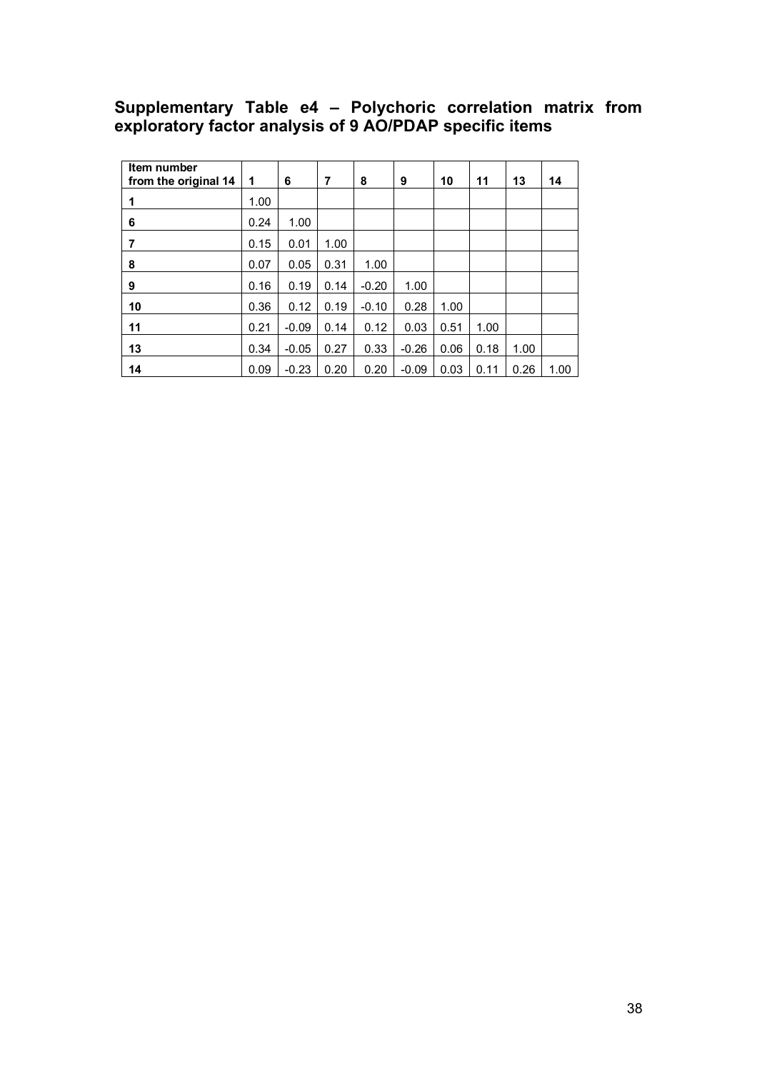## Supplementary Table e4 – Polychoric correlation matrix from exploratory factor analysis of 9 AO/PDAP specific items

| Item number from the original 14 | 1 | 6 | 7 | 8 | 9 | 10 | 11 | 13 | 14 |
|---|---|---|---|---|---|---|---|---|---|
| 1 | 1.00 | | | | | | | | |
| 6 | 0.24 | 1.00 | | | | | | | |
| 7 | 0.15 | 0.01 | 1.00 | | | | | | |
| 8 | 0.07 | 0.05 | 0.31 | 1.00 | | | | | |
| 9 | 0.16 | 0.19 | 0.14 | -0.20 | 1.00 | | | | |
| 10 | 0.36 | 0.12 | 0.19 | -0.10 | 0.28 | 1.00 | | | |
| 11 | 0.21 | -0.09 | 0.14 | 0.12 | 0.03 | 0.51 | 1.00 | | |
| 13 | 0.34 | -0.05 | 0.27 | 0.33 | -0.26 | 0.06 | 0.18 | 1.00 | |
| 14 | 0.09 | -0.23 | 0.20 | 0.20 | -0.09 | 0.03 | 0.11 | 0.26 | 1.00 |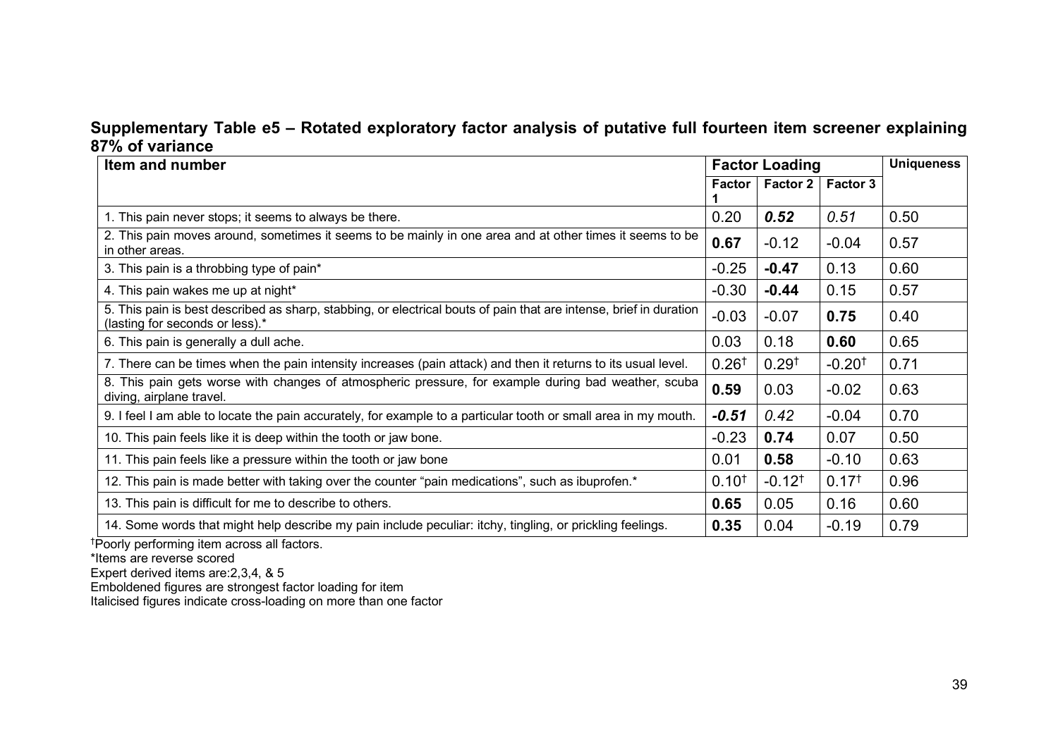**Supplementary Table e5 – Rotated exploratory factor analysis of putative full fourteen item screener explaining 87% of variance**

| Item and number | Factor Loading | | | Uniqueness |
|---|---|---|---|---|
| | Factor 1 | Factor 2 | Factor 3 | |
| 1. This pain never stops; it seems to always be there. | 0.20 | ***0.52*** | *0.51* | 0.50 |
| 2. This pain moves around, sometimes it seems to be mainly in one area and at other times it seems to be in other areas. | **0.67** | -0.12 | -0.04 | 0.57 |
| 3. This pain is a throbbing type of pain* | -0.25 | **-0.47** | 0.13 | 0.60 |
| 4. This pain wakes me up at night* | -0.30 | **-0.44** | 0.15 | 0.57 |
| 5. This pain is best described as sharp, stabbing, or electrical bouts of pain that are intense, brief in duration (lasting for seconds or less).* | -0.03 | -0.07 | **0.75** | 0.40 |
| 6. This pain is generally a dull ache. | 0.03 | 0.18 | **0.60** | 0.65 |
| 7. There can be times when the pain intensity increases (pain attack) and then it returns to its usual level. | 0.26† | 0.29† | -0.20† | 0.71 |
| 8. This pain gets worse with changes of atmospheric pressure, for example during bad weather, scuba diving, airplane travel. | **0.59** | 0.03 | -0.02 | 0.63 |
| 9. I feel I am able to locate the pain accurately, for example to a particular tooth or small area in my mouth. | ***-0.51*** | *0.42* | -0.04 | 0.70 |
| 10. This pain feels like it is deep within the tooth or jaw bone. | -0.23 | **0.74** | 0.07 | 0.50 |
| 11. This pain feels like a pressure within the tooth or jaw bone | 0.01 | **0.58** | -0.10 | 0.63 |
| 12. This pain is made better with taking over the counter "pain medications", such as ibuprofen.* | 0.10† | -0.12† | 0.17† | 0.96 |
| 13. This pain is difficult for me to describe to others. | **0.65** | 0.05 | 0.16 | 0.60 |
| 14. Some words that might help describe my pain include peculiar: itchy, tingling, or prickling feelings. | **0.35** | 0.04 | -0.19 | 0.79 |

†Poorly performing item across all factors.

*Items are reverse scored

Expert derived items are:2,3,4, & 5

Emboldened figures are strongest factor loading for item

Italicised figures indicate cross-loading on more than one factor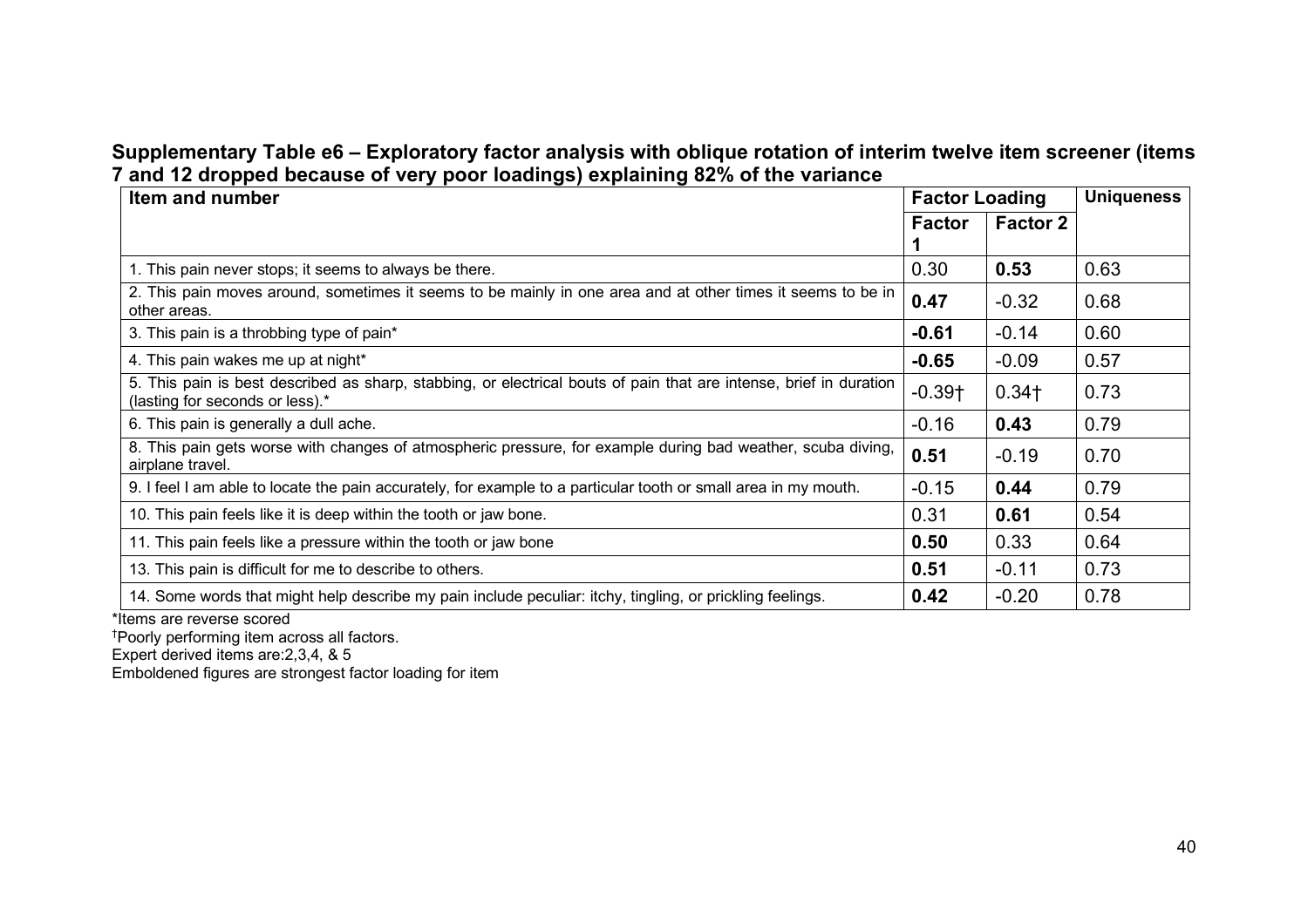**Supplementary Table e6 – Exploratory factor analysis with oblique rotation of interim twelve item screener (items 7 and 12 dropped because of very poor loadings) explaining 82% of the variance**

| Item and number | Factor Loading | | Uniqueness |
|---|---|---|---|
| | Factor 1 | Factor 2 | |
| 1. This pain never stops; it seems to always be there. | 0.30 | **0.53** | 0.63 |
| 2. This pain moves around, sometimes it seems to be mainly in one area and at other times it seems to be in other areas. | **0.47** | -0.32 | 0.68 |
| 3. This pain is a throbbing type of pain* | **-0.61** | -0.14 | 0.60 |
| 4. This pain wakes me up at night* | **-0.65** | -0.09 | 0.57 |
| 5. This pain is best described as sharp, stabbing, or electrical bouts of pain that are intense, brief in duration (lasting for seconds or less).* | -0.39† | 0.34† | 0.73 |
| 6. This pain is generally a dull ache. | -0.16 | **0.43** | 0.79 |
| 8. This pain gets worse with changes of atmospheric pressure, for example during bad weather, scuba diving, airplane travel. | **0.51** | -0.19 | 0.70 |
| 9. I feel I am able to locate the pain accurately, for example to a particular tooth or small area in my mouth. | -0.15 | **0.44** | 0.79 |
| 10. This pain feels like it is deep within the tooth or jaw bone. | 0.31 | **0.61** | 0.54 |
| 11. This pain feels like a pressure within the tooth or jaw bone | **0.50** | 0.33 | 0.64 |
| 13. This pain is difficult for me to describe to others. | **0.51** | -0.11 | 0.73 |
| 14. Some words that might help describe my pain include peculiar: itchy, tingling, or prickling feelings. | **0.42** | -0.20 | 0.78 |

*Items are reverse scored

†Poorly performing item across all factors.

Expert derived items are:2,3,4, & 5

Emboldened figures are strongest factor loading for item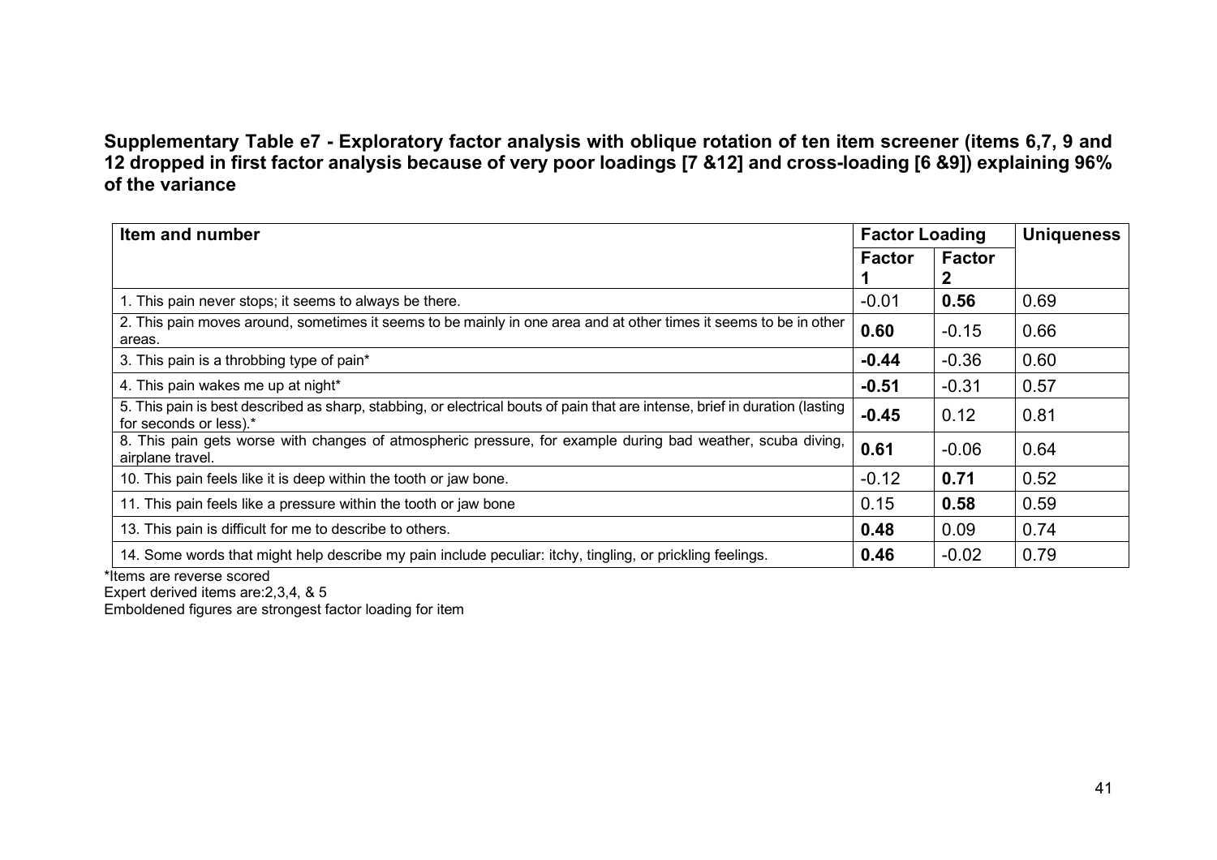**Supplementary Table e7 - Exploratory factor analysis with oblique rotation of ten item screener (items 6,7, 9 and 12 dropped in first factor analysis because of very poor loadings [7 &12] and cross-loading [6 &9]) explaining 96% of the variance**

| Item and number | Factor Loading | | Uniqueness |
|---|---|---|---|
| | Factor 1 | Factor 2 | |
| 1. This pain never stops; it seems to always be there. | -0.01 | **0.56** | 0.69 |
| 2. This pain moves around, sometimes it seems to be mainly in one area and at other times it seems to be in other areas. | **0.60** | -0.15 | 0.66 |
| 3. This pain is a throbbing type of pain* | **-0.44** | -0.36 | 0.60 |
| 4. This pain wakes me up at night* | **-0.51** | -0.31 | 0.57 |
| 5. This pain is best described as sharp, stabbing, or electrical bouts of pain that are intense, brief in duration (lasting for seconds or less).* | **-0.45** | 0.12 | 0.81 |
| 8. This pain gets worse with changes of atmospheric pressure, for example during bad weather, scuba diving, airplane travel. | **0.61** | -0.06 | 0.64 |
| 10. This pain feels like it is deep within the tooth or jaw bone. | -0.12 | **0.71** | 0.52 |
| 11. This pain feels like a pressure within the tooth or jaw bone | 0.15 | **0.58** | 0.59 |
| 13. This pain is difficult for me to describe to others. | **0.48** | 0.09 | 0.74 |
| 14. Some words that might help describe my pain include peculiar: itchy, tingling, or prickling feelings. | **0.46** | -0.02 | 0.79 |

*Items are reverse scored

Expert derived items are:2,3,4, & 5

Emboldened figures are strongest factor loading for item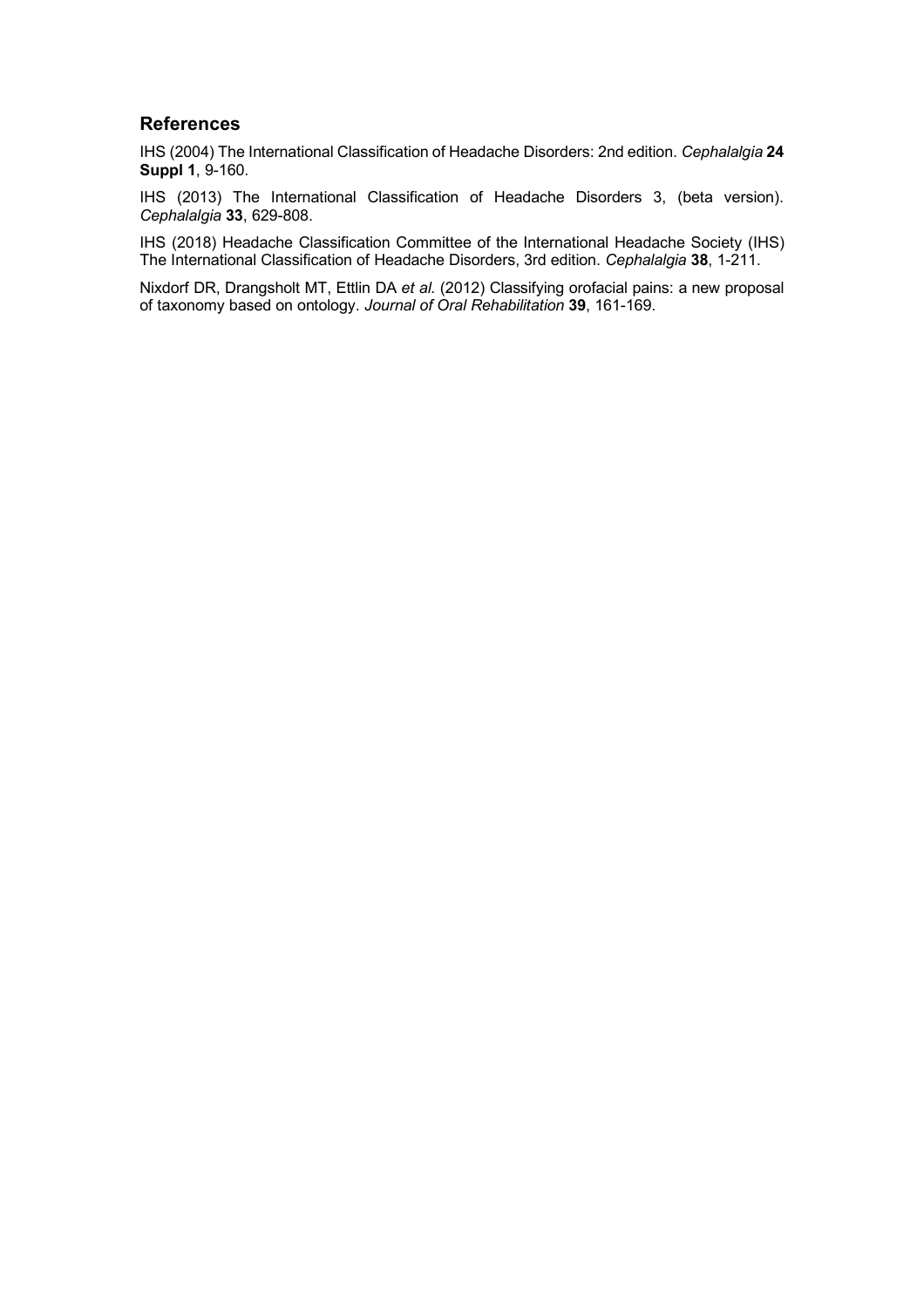## References

IHS (2004) The International Classification of Headache Disorders: 2nd edition. *Cephalalgia* **24 Suppl 1**, 9-160.

IHS (2013) The International Classification of Headache Disorders 3, (beta version). *Cephalalgia* **33**, 629-808.

IHS (2018) Headache Classification Committee of the International Headache Society (IHS) The International Classification of Headache Disorders, 3rd edition. *Cephalalgia* **38**, 1-211.

Nixdorf DR, Drangsholt MT, Ettlin DA *et al.* (2012) Classifying orofacial pains: a new proposal of taxonomy based on ontology. *Journal of Oral Rehabilitation* **39**, 161-169.